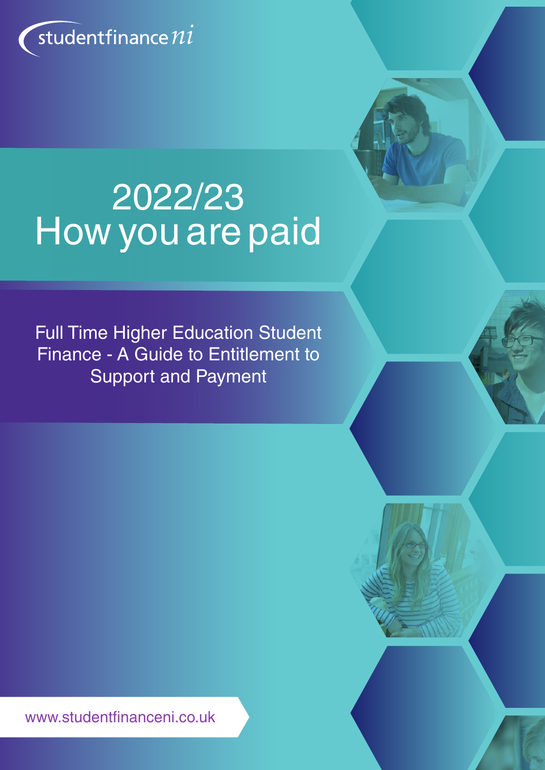studentfinance ni

# 2022/23 How you are paid

Full Time Higher Education Student Finance - A Guide to Entitlement to Support and Payment

www.studentfinanceni.co.uk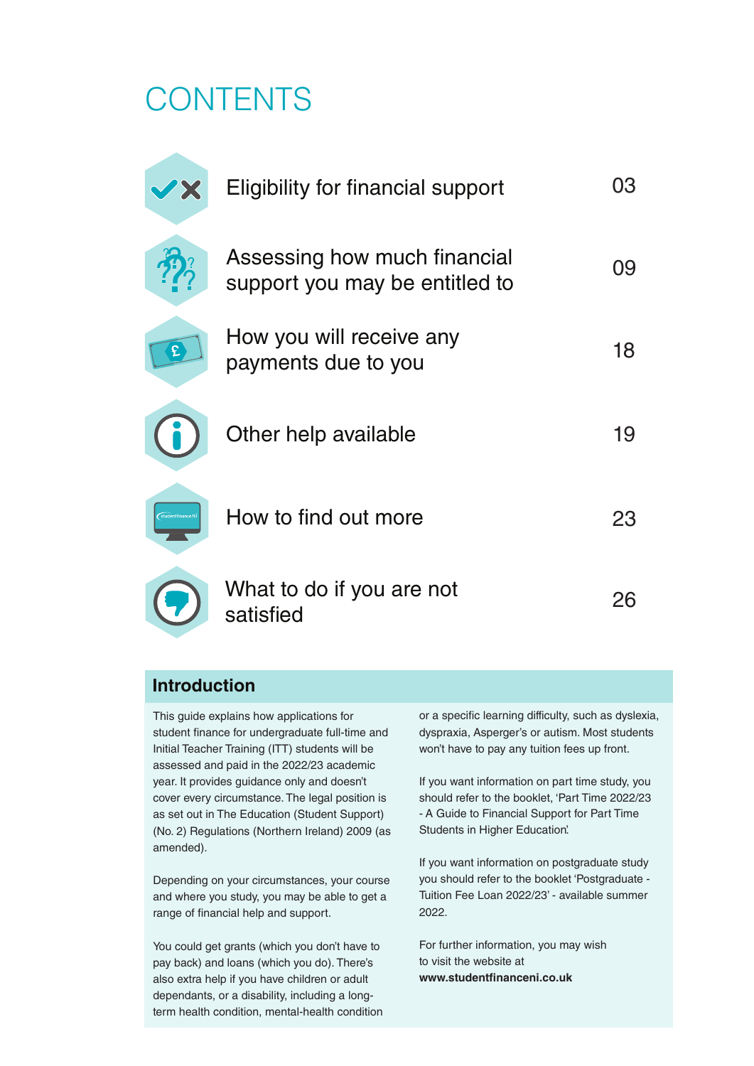# CONTENTS

| | |
|---|---|
| Eligibility for financial support | 03 |
| Assessing how much financial support you may be entitled to | 09 |
| How you will receive any payments due to you | 18 |
| Other help available | 19 |
| How to find out more | 23 |
| What to do if you are not satisfied | 26 |

## Introduction

This guide explains how applications for student finance for undergraduate full-time and Initial Teacher Training (ITT) students will be assessed and paid in the 2022/23 academic year. It provides guidance only and doesn't cover every circumstance. The legal position is as set out in The Education (Student Support) (No. 2) Regulations (Northern Ireland) 2009 (as amended).

Depending on your circumstances, your course and where you study, you may be able to get a range of financial help and support.

You could get grants (which you don't have to pay back) and loans (which you do). There's also extra help if you have children or adult dependants, or a disability, including a long-term health condition, mental-health condition or a specific learning difficulty, such as dyslexia, dyspraxia, Asperger's or autism. Most students won't have to pay any tuition fees up front.

If you want information on part time study, you should refer to the booklet, 'Part Time 2022/23 - A Guide to Financial Support for Part Time Students in Higher Education'.

If you want information on postgraduate study you should refer to the booklet 'Postgraduate - Tuition Fee Loan 2022/23' - available summer 2022.

For further information, you may wish to visit the website at **www.studentfinanceni.co.uk**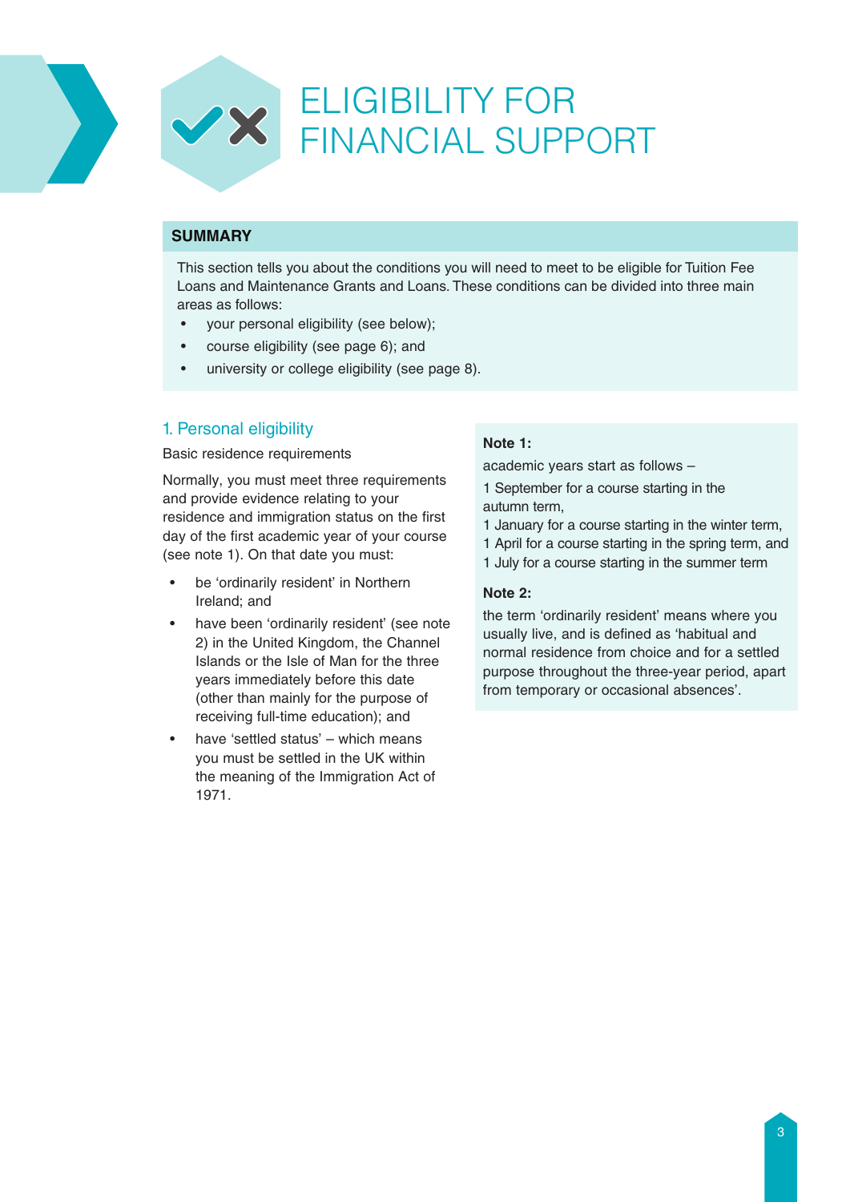# ELIGIBILITY FOR FINANCIAL SUPPORT

## SUMMARY

This section tells you about the conditions you will need to meet to be eligible for Tuition Fee Loans and Maintenance Grants and Loans. These conditions can be divided into three main areas as follows:

- your personal eligibility (see below);
- course eligibility (see page 6); and
- university or college eligibility (see page 8).

## 1. Personal eligibility

Basic residence requirements

Normally, you must meet three requirements and provide evidence relating to your residence and immigration status on the first day of the first academic year of your course (see note 1). On that date you must:

- be 'ordinarily resident' in Northern Ireland; and
- have been 'ordinarily resident' (see note 2) in the United Kingdom, the Channel Islands or the Isle of Man for the three years immediately before this date (other than mainly for the purpose of receiving full-time education); and
- have 'settled status' – which means you must be settled in the UK within the meaning of the Immigration Act of 1971.

**Note 1:**

academic years start as follows –

1 September for a course starting in the autumn term,
1 January for a course starting in the winter term,
1 April for a course starting in the spring term, and
1 July for a course starting in the summer term

**Note 2:**

the term 'ordinarily resident' means where you usually live, and is defined as 'habitual and normal residence from choice and for a settled purpose throughout the three-year period, apart from temporary or occasional absences'.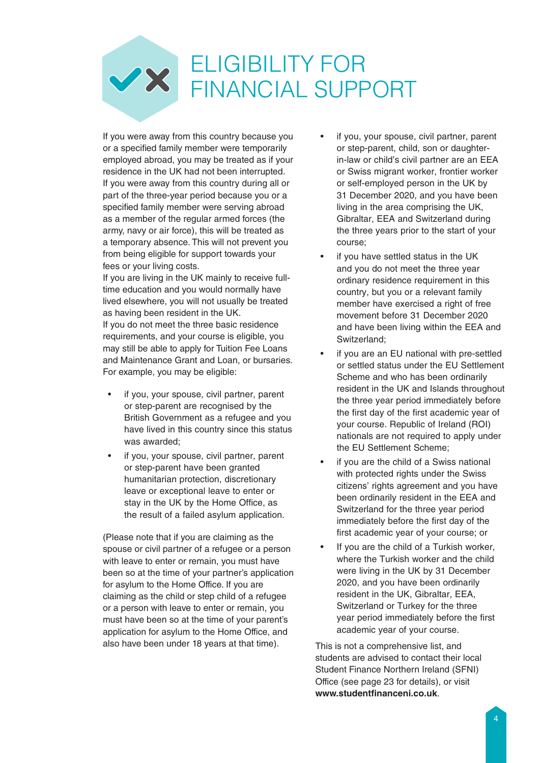# ELIGIBILITY FOR FINANCIAL SUPPORT

If you were away from this country because you or a specified family member were temporarily employed abroad, you may be treated as if your residence in the UK had not been interrupted. If you were away from this country during all or part of the three-year period because you or a specified family member were serving abroad as a member of the regular armed forces (the army, navy or air force), this will be treated as a temporary absence. This will not prevent you from being eligible for support towards your fees or your living costs.

If you are living in the UK mainly to receive full-time education and you would normally have lived elsewhere, you will not usually be treated as having been resident in the UK.

If you do not meet the three basic residence requirements, and your course is eligible, you may still be able to apply for Tuition Fee Loans and Maintenance Grant and Loan, or bursaries. For example, you may be eligible:

- if you, your spouse, civil partner, parent or step-parent are recognised by the British Government as a refugee and you have lived in this country since this status was awarded;
- if you, your spouse, civil partner, parent or step-parent have been granted humanitarian protection, discretionary leave or exceptional leave to enter or stay in the UK by the Home Office, as the result of a failed asylum application.

(Please note that if you are claiming as the spouse or civil partner of a refugee or a person with leave to enter or remain, you must have been so at the time of your partner's application for asylum to the Home Office. If you are claiming as the child or step child of a refugee or a person with leave to enter or remain, you must have been so at the time of your parent's application for asylum to the Home Office, and also have been under 18 years at that time).

- if you, your spouse, civil partner, parent or step-parent, child, son or daughter-in-law or child's civil partner are an EEA or Swiss migrant worker, frontier worker or self-employed person in the UK by 31 December 2020, and you have been living in the area comprising the UK, Gibraltar, EEA and Switzerland during the three years prior to the start of your course;
- if you have settled status in the UK and you do not meet the three year ordinary residence requirement in this country, but you or a relevant family member have exercised a right of free movement before 31 December 2020 and have been living within the EEA and Switzerland;
- if you are an EU national with pre-settled or settled status under the EU Settlement Scheme and who has been ordinarily resident in the UK and Islands throughout the three year period immediately before the first day of the first academic year of your course. Republic of Ireland (ROI) nationals are not required to apply under the EU Settlement Scheme;
- if you are the child of a Swiss national with protected rights under the Swiss citizens' rights agreement and you have been ordinarily resident in the EEA and Switzerland for the three year period immediately before the first day of the first academic year of your course; or
- If you are the child of a Turkish worker, where the Turkish worker and the child were living in the UK by 31 December 2020, and you have been ordinarily resident in the UK, Gibraltar, EEA, Switzerland or Turkey for the three year period immediately before the first academic year of your course.

This is not a comprehensive list, and students are advised to contact their local Student Finance Northern Ireland (SFNI) Office (see page 23 for details), or visit **www.studentfinanceni.co.uk**.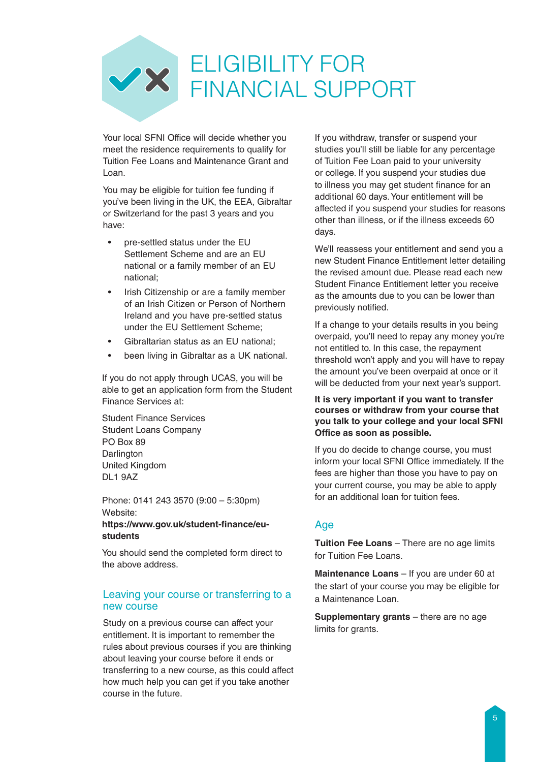# ELIGIBILITY FOR FINANCIAL SUPPORT

Your local SFNI Office will decide whether you meet the residence requirements to qualify for Tuition Fee Loans and Maintenance Grant and Loan.

You may be eligible for tuition fee funding if you've been living in the UK, the EEA, Gibraltar or Switzerland for the past 3 years and you have:

- pre-settled status under the EU Settlement Scheme and are an EU national or a family member of an EU national;
- Irish Citizenship or are a family member of an Irish Citizen or Person of Northern Ireland and you have pre-settled status under the EU Settlement Scheme;
- Gibraltarian status as an EU national;
- been living in Gibraltar as a UK national.

If you do not apply through UCAS, you will be able to get an application form from the Student Finance Services at:

Student Finance Services
Student Loans Company
PO Box 89
Darlington
United Kingdom
DL1 9AZ

Phone: 0141 243 3570 (9:00 – 5:30pm)
Website:
**https://www.gov.uk/student-finance/eu-students**

You should send the completed form direct to the above address.

## Leaving your course or transferring to a new course

Study on a previous course can affect your entitlement. It is important to remember the rules about previous courses if you are thinking about leaving your course before it ends or transferring to a new course, as this could affect how much help you can get if you take another course in the future.

If you withdraw, transfer or suspend your studies you'll still be liable for any percentage of Tuition Fee Loan paid to your university or college. If you suspend your studies due to illness you may get student finance for an additional 60 days. Your entitlement will be affected if you suspend your studies for reasons other than illness, or if the illness exceeds 60 days.

We'll reassess your entitlement and send you a new Student Finance Entitlement letter detailing the revised amount due. Please read each new Student Finance Entitlement letter you receive as the amounts due to you can be lower than previously notified.

If a change to your details results in you being overpaid, you'll need to repay any money you're not entitled to. In this case, the repayment threshold won't apply and you will have to repay the amount you've been overpaid at once or it will be deducted from your next year's support.

**It is very important if you want to transfer courses or withdraw from your course that you talk to your college and your local SFNI Office as soon as possible.**

If you do decide to change course, you must inform your local SFNI Office immediately. If the fees are higher than those you have to pay on your current course, you may be able to apply for an additional loan for tuition fees.

## Age

**Tuition Fee Loans** – There are no age limits for Tuition Fee Loans.

**Maintenance Loans** – If you are under 60 at the start of your course you may be eligible for a Maintenance Loan.

**Supplementary grants** – there are no age limits for grants.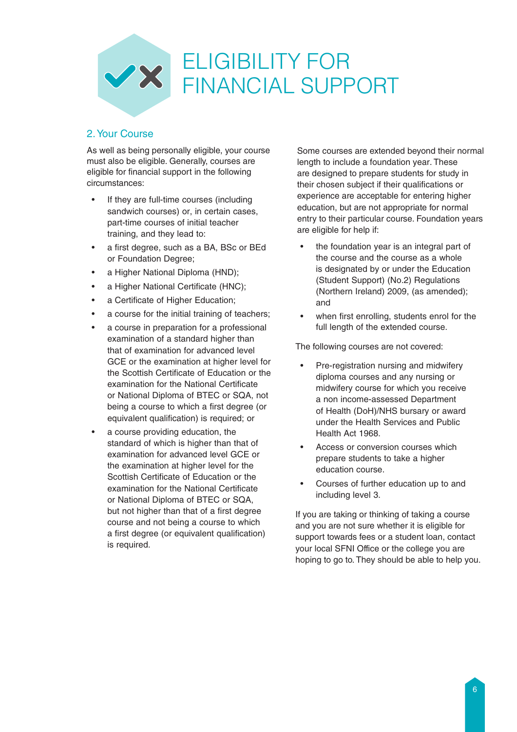# ELIGIBILITY FOR FINANCIAL SUPPORT

## 2. Your Course

As well as being personally eligible, your course must also be eligible. Generally, courses are eligible for financial support in the following circumstances:

- If they are full-time courses (including sandwich courses) or, in certain cases, part-time courses of initial teacher training, and they lead to:
- a first degree, such as a BA, BSc or BEd or Foundation Degree;
- a Higher National Diploma (HND);
- a Higher National Certificate (HNC);
- a Certificate of Higher Education;
- a course for the initial training of teachers;
- a course in preparation for a professional examination of a standard higher than that of examination for advanced level GCE or the examination at higher level for the Scottish Certificate of Education or the examination for the National Certificate or National Diploma of BTEC or SQA, not being a course to which a first degree (or equivalent qualification) is required; or
- a course providing education, the standard of which is higher than that of examination for advanced level GCE or the examination at higher level for the Scottish Certificate of Education or the examination for the National Certificate or National Diploma of BTEC or SQA, but not higher than that of a first degree course and not being a course to which a first degree (or equivalent qualification) is required.

Some courses are extended beyond their normal length to include a foundation year. These are designed to prepare students for study in their chosen subject if their qualifications or experience are acceptable for entering higher education, but are not appropriate for normal entry to their particular course. Foundation years are eligible for help if:

- the foundation year is an integral part of the course and the course as a whole is designated by or under the Education (Student Support) (No.2) Regulations (Northern Ireland) 2009, (as amended); and
- when first enrolling, students enrol for the full length of the extended course.

The following courses are not covered:

- Pre-registration nursing and midwifery diploma courses and any nursing or midwifery course for which you receive a non income-assessed Department of Health (DoH)/NHS bursary or award under the Health Services and Public Health Act 1968.
- Access or conversion courses which prepare students to take a higher education course.
- Courses of further education up to and including level 3.

If you are taking or thinking of taking a course and you are not sure whether it is eligible for support towards fees or a student loan, contact your local SFNI Office or the college you are hoping to go to. They should be able to help you.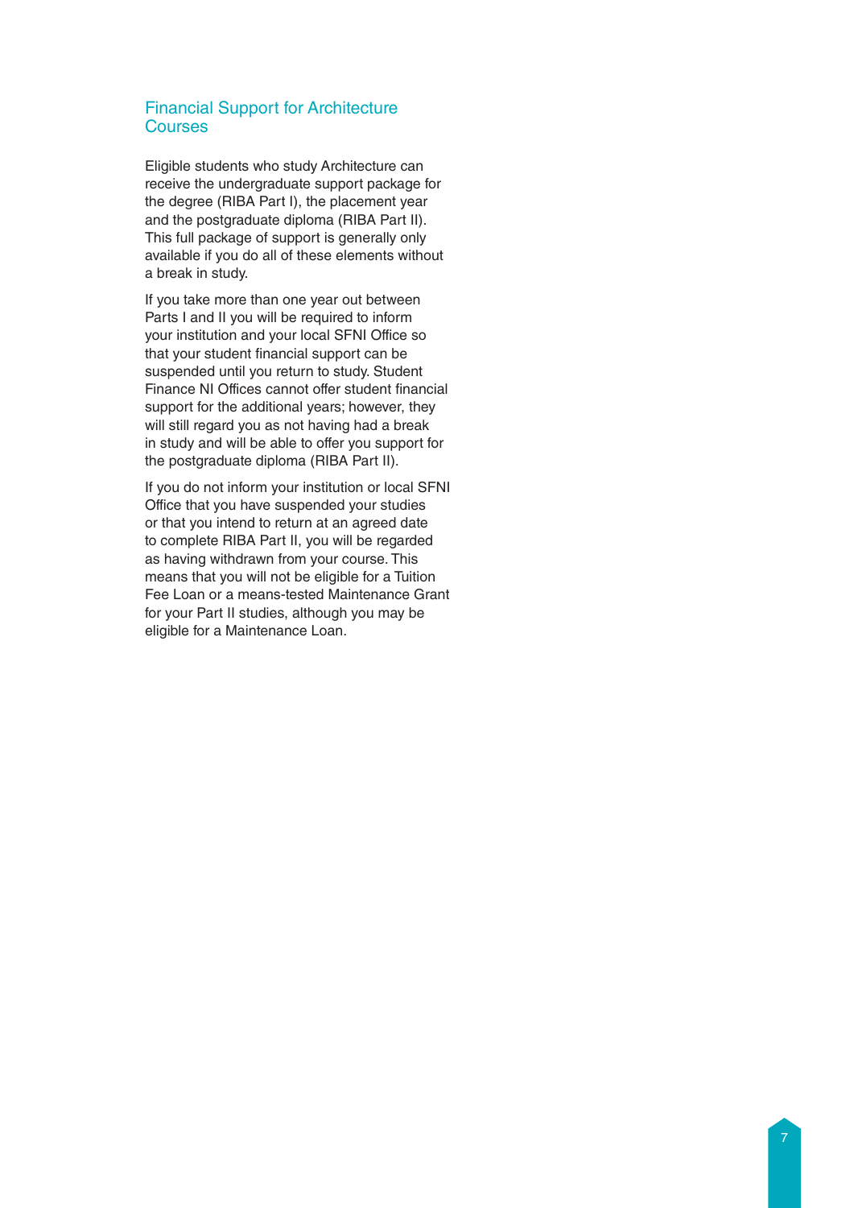## Financial Support for Architecture Courses

Eligible students who study Architecture can receive the undergraduate support package for the degree (RIBA Part I), the placement year and the postgraduate diploma (RIBA Part II). This full package of support is generally only available if you do all of these elements without a break in study.

If you take more than one year out between Parts I and II you will be required to inform your institution and your local SFNI Office so that your student financial support can be suspended until you return to study. Student Finance NI Offices cannot offer student financial support for the additional years; however, they will still regard you as not having had a break in study and will be able to offer you support for the postgraduate diploma (RIBA Part II).

If you do not inform your institution or local SFNI Office that you have suspended your studies or that you intend to return at an agreed date to complete RIBA Part II, you will be regarded as having withdrawn from your course. This means that you will not be eligible for a Tuition Fee Loan or a means-tested Maintenance Grant for your Part II studies, although you may be eligible for a Maintenance Loan.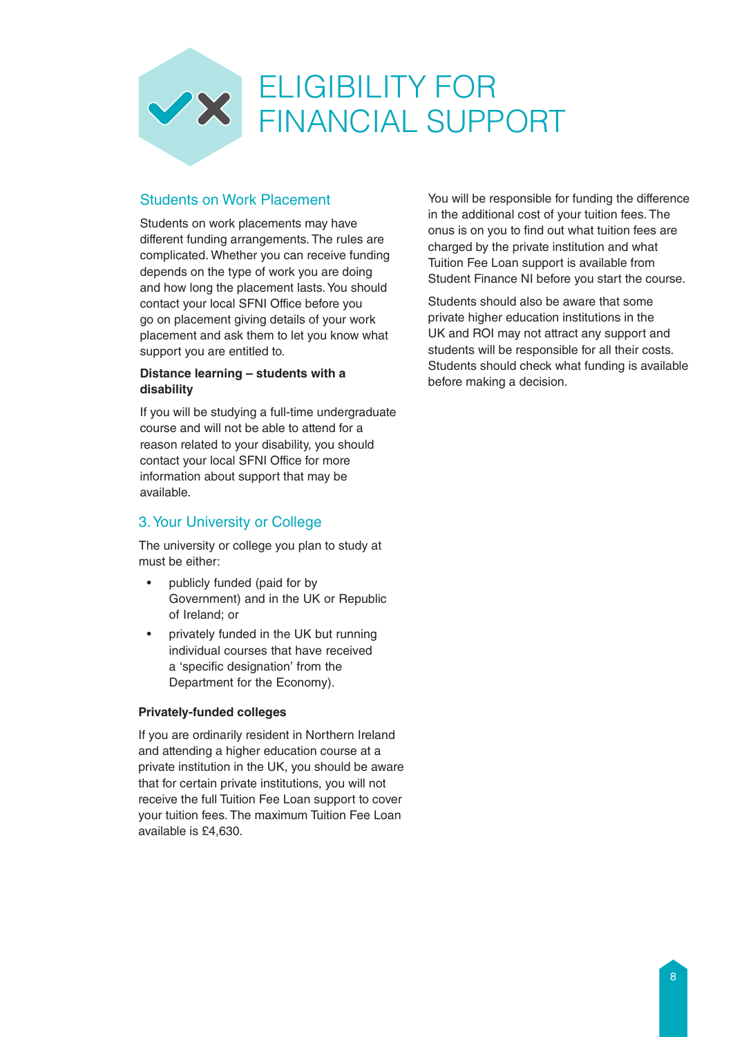# ELIGIBILITY FOR FINANCIAL SUPPORT

## Students on Work Placement

Students on work placements may have different funding arrangements. The rules are complicated. Whether you can receive funding depends on the type of work you are doing and how long the placement lasts. You should contact your local SFNI Office before you go on placement giving details of your work placement and ask them to let you know what support you are entitled to.

**Distance learning – students with a disability**

If you will be studying a full-time undergraduate course and will not be able to attend for a reason related to your disability, you should contact your local SFNI Office for more information about support that may be available.

## 3. Your University or College

The university or college you plan to study at must be either:

- publicly funded (paid for by Government) and in the UK or Republic of Ireland; or
- privately funded in the UK but running individual courses that have received a 'specific designation' from the Department for the Economy).

**Privately-funded colleges**

If you are ordinarily resident in Northern Ireland and attending a higher education course at a private institution in the UK, you should be aware that for certain private institutions, you will not receive the full Tuition Fee Loan support to cover your tuition fees. The maximum Tuition Fee Loan available is £4,630.

You will be responsible for funding the difference in the additional cost of your tuition fees. The onus is on you to find out what tuition fees are charged by the private institution and what Tuition Fee Loan support is available from Student Finance NI before you start the course.

Students should also be aware that some private higher education institutions in the UK and ROI may not attract any support and students will be responsible for all their costs. Students should check what funding is available before making a decision.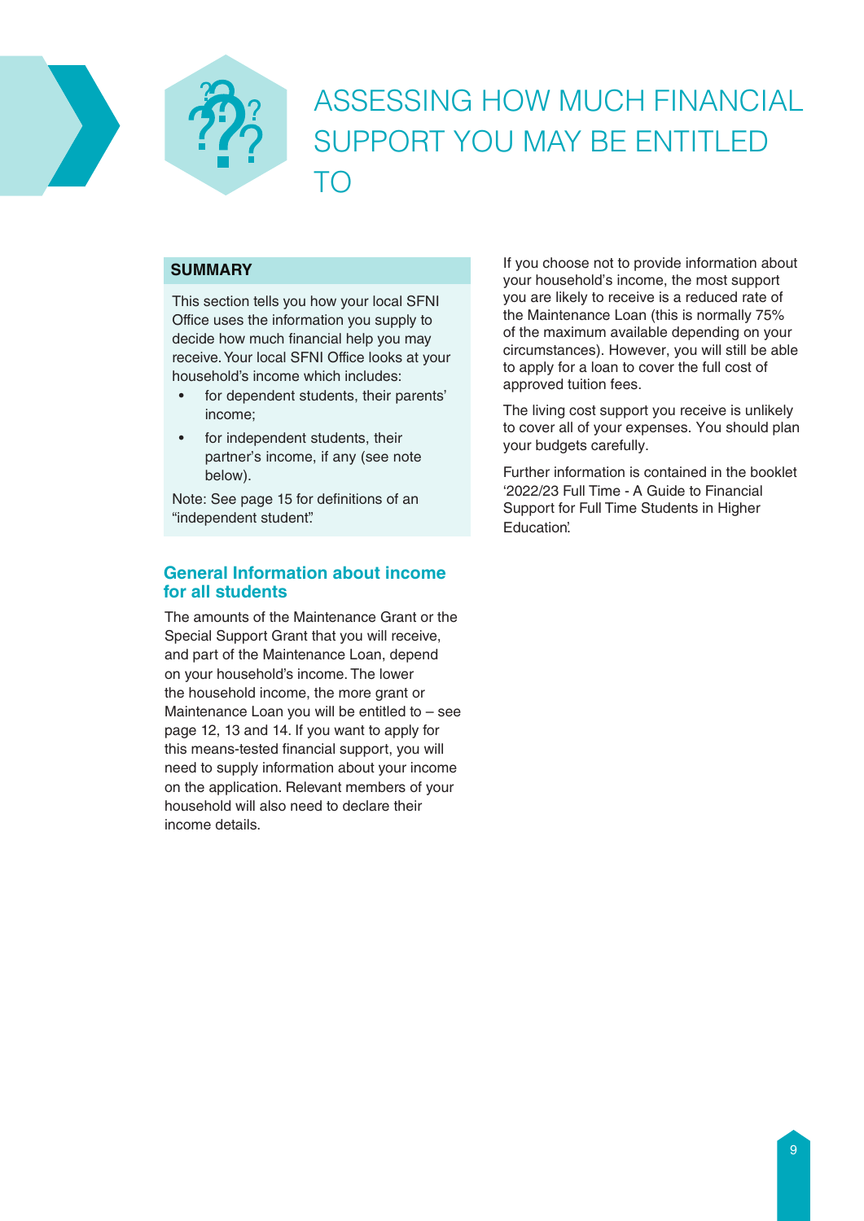# ASSESSING HOW MUCH FINANCIAL SUPPORT YOU MAY BE ENTITLED TO

**SUMMARY**

This section tells you how your local SFNI Office uses the information you supply to decide how much financial help you may receive. Your local SFNI Office looks at your household's income which includes:

- for dependent students, their parents' income;
- for independent students, their partner's income, if any (see note below).

Note: See page 15 for definitions of an "independent student".

## General Information about income for all students

The amounts of the Maintenance Grant or the Special Support Grant that you will receive, and part of the Maintenance Loan, depend on your household's income. The lower the household income, the more grant or Maintenance Loan you will be entitled to – see page 12, 13 and 14. If you want to apply for this means-tested financial support, you will need to supply information about your income on the application. Relevant members of your household will also need to declare their income details.

If you choose not to provide information about your household's income, the most support you are likely to receive is a reduced rate of the Maintenance Loan (this is normally 75% of the maximum available depending on your circumstances). However, you will still be able to apply for a loan to cover the full cost of approved tuition fees.

The living cost support you receive is unlikely to cover all of your expenses. You should plan your budgets carefully.

Further information is contained in the booklet '2022/23 Full Time - A Guide to Financial Support for Full Time Students in Higher Education'.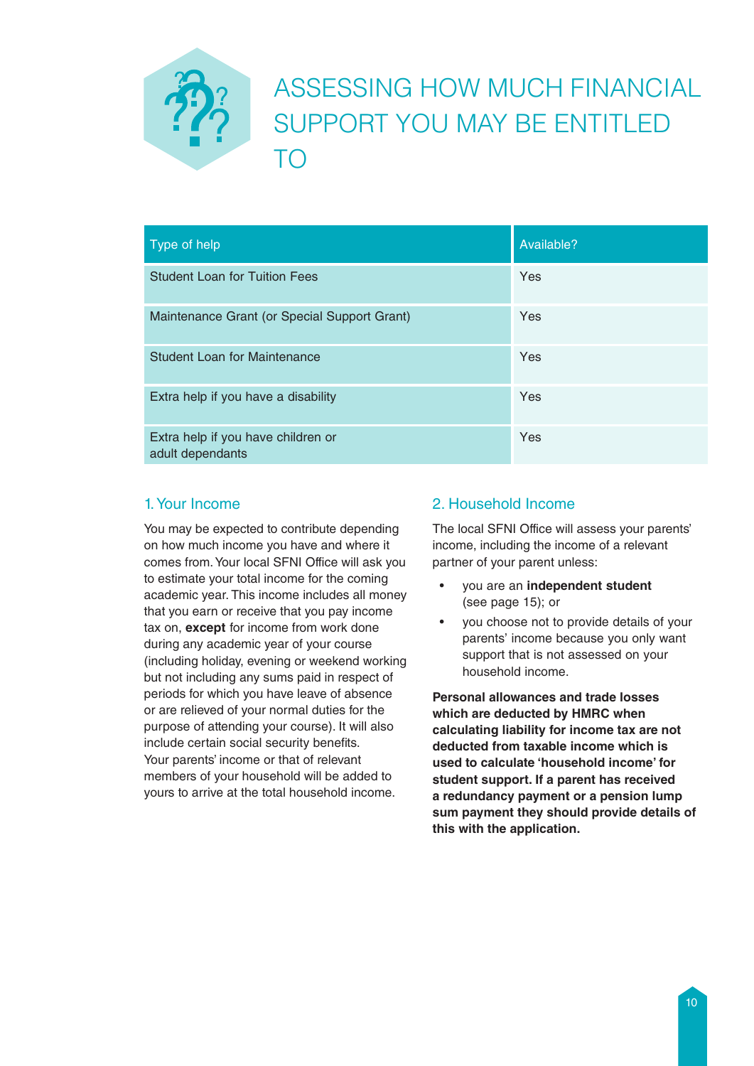# ASSESSING HOW MUCH FINANCIAL SUPPORT YOU MAY BE ENTITLED TO

| Type of help | Available? |
|---|---|
| Student Loan for Tuition Fees | Yes |
| Maintenance Grant (or Special Support Grant) | Yes |
| Student Loan for Maintenance | Yes |
| Extra help if you have a disability | Yes |
| Extra help if you have children or adult dependants | Yes |

## 1. Your Income

You may be expected to contribute depending on how much income you have and where it comes from. Your local SFNI Office will ask you to estimate your total income for the coming academic year. This income includes all money that you earn or receive that you pay income tax on, **except** for income from work done during any academic year of your course (including holiday, evening or weekend working but not including any sums paid in respect of periods for which you have leave of absence or are relieved of your normal duties for the purpose of attending your course). It will also include certain social security benefits. Your parents' income or that of relevant members of your household will be added to yours to arrive at the total household income.

## 2. Household Income

The local SFNI Office will assess your parents' income, including the income of a relevant partner of your parent unless:

- you are an **independent student** (see page 15); or
- you choose not to provide details of your parents' income because you only want support that is not assessed on your household income.

**Personal allowances and trade losses which are deducted by HMRC when calculating liability for income tax are not deducted from taxable income which is used to calculate 'household income' for student support. If a parent has received a redundancy payment or a pension lump sum payment they should provide details of this with the application.**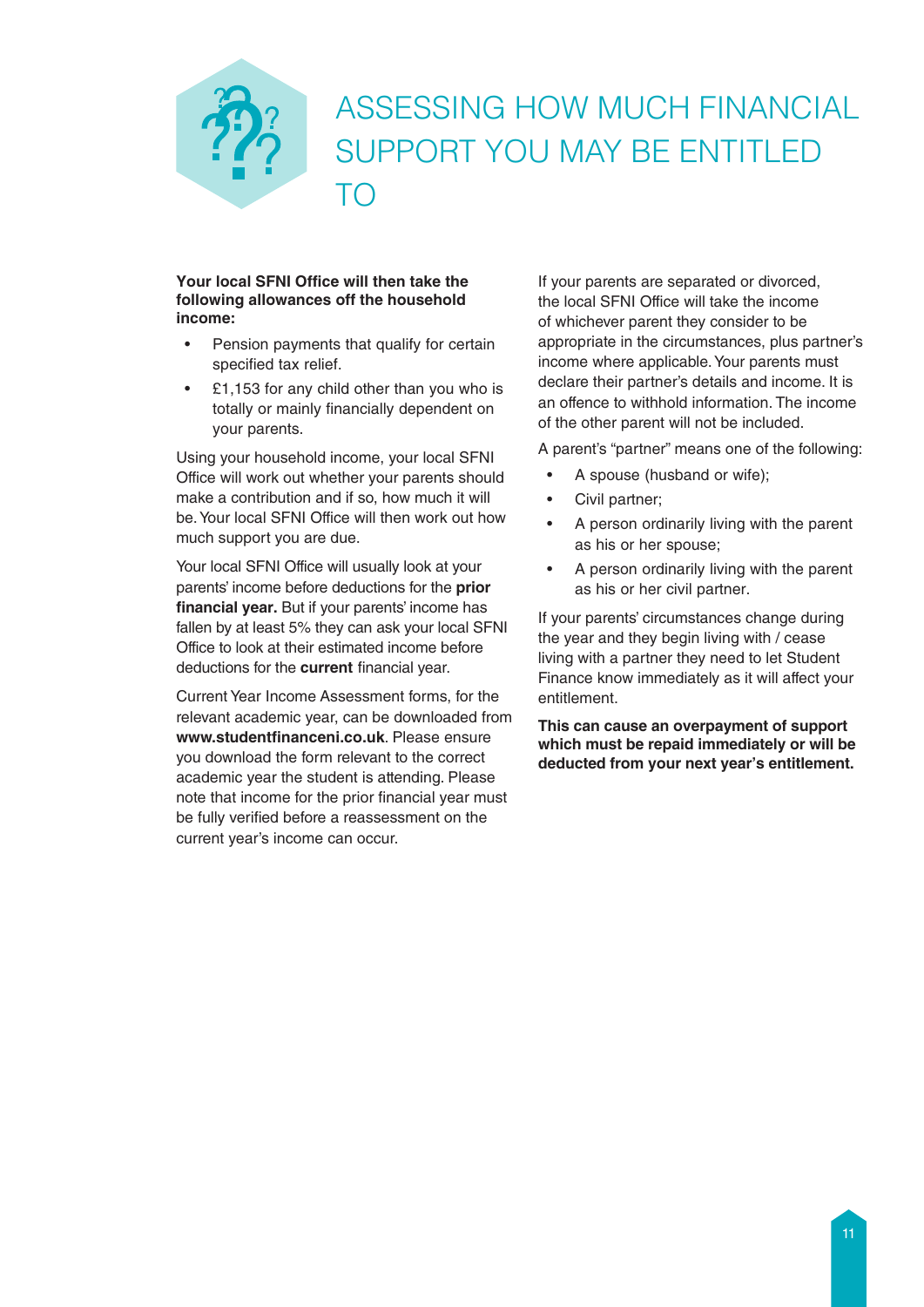# ASSESSING HOW MUCH FINANCIAL SUPPORT YOU MAY BE ENTITLED TO

**Your local SFNI Office will then take the following allowances off the household income:**

- Pension payments that qualify for certain specified tax relief.
- £1,153 for any child other than you who is totally or mainly financially dependent on your parents.

Using your household income, your local SFNI Office will work out whether your parents should make a contribution and if so, how much it will be. Your local SFNI Office will then work out how much support you are due.

Your local SFNI Office will usually look at your parents' income before deductions for the **prior financial year.** But if your parents' income has fallen by at least 5% they can ask your local SFNI Office to look at their estimated income before deductions for the **current** financial year.

Current Year Income Assessment forms, for the relevant academic year, can be downloaded from **www.studentfinanceni.co.uk**. Please ensure you download the form relevant to the correct academic year the student is attending. Please note that income for the prior financial year must be fully verified before a reassessment on the current year's income can occur.

If your parents are separated or divorced, the local SFNI Office will take the income of whichever parent they consider to be appropriate in the circumstances, plus partner's income where applicable. Your parents must declare their partner's details and income. It is an offence to withhold information. The income of the other parent will not be included.

A parent's "partner" means one of the following:

- A spouse (husband or wife);
- Civil partner;
- A person ordinarily living with the parent as his or her spouse;
- A person ordinarily living with the parent as his or her civil partner.

If your parents' circumstances change during the year and they begin living with / cease living with a partner they need to let Student Finance know immediately as it will affect your entitlement.

**This can cause an overpayment of support which must be repaid immediately or will be deducted from your next year's entitlement.**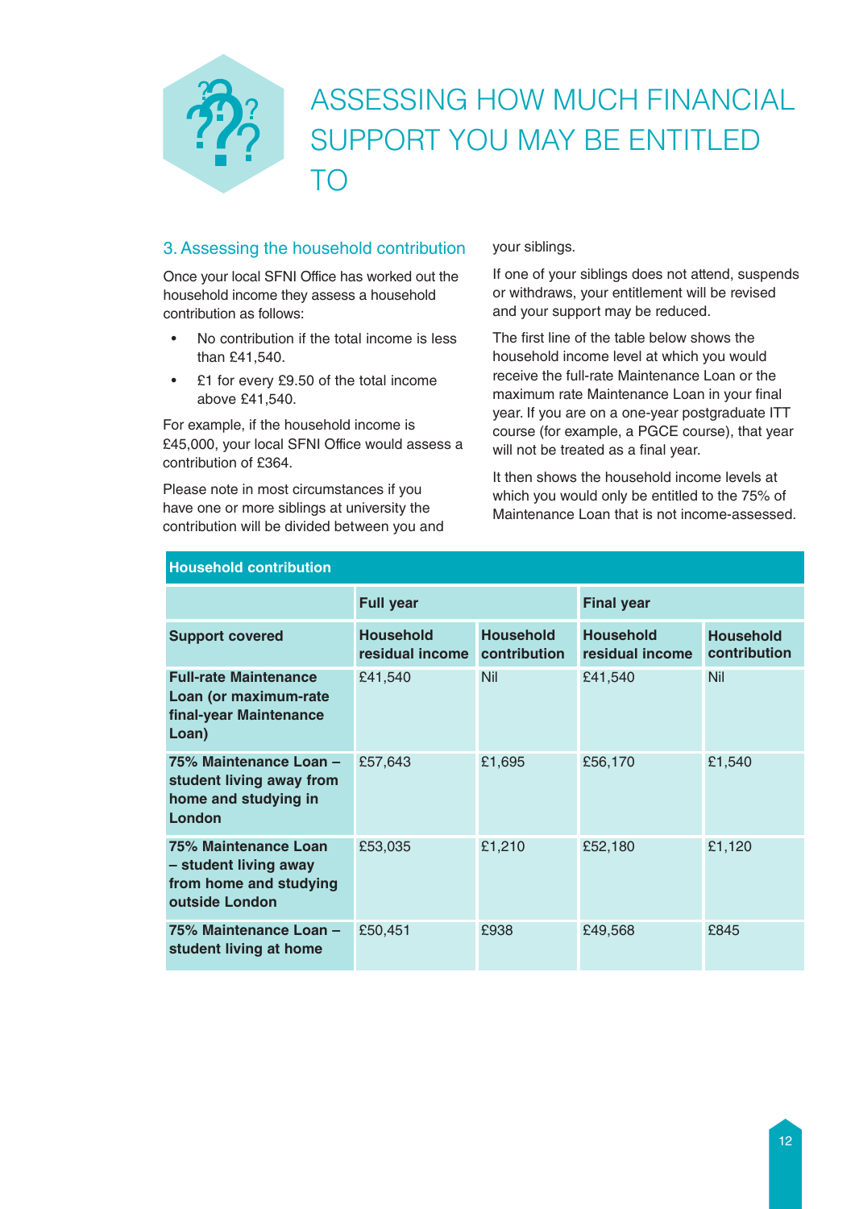# ASSESSING HOW MUCH FINANCIAL SUPPORT YOU MAY BE ENTITLED TO

## 3. Assessing the household contribution

Once your local SFNI Office has worked out the household income they assess a household contribution as follows:

- No contribution if the total income is less than £41,540.
- £1 for every £9.50 of the total income above £41,540.

For example, if the household income is £45,000, your local SFNI Office would assess a contribution of £364.

Please note in most circumstances if you have one or more siblings at university the contribution will be divided between you and your siblings.

If one of your siblings does not attend, suspends or withdraws, your entitlement will be revised and your support may be reduced.

The first line of the table below shows the household income level at which you would receive the full-rate Maintenance Loan or the maximum rate Maintenance Loan in your final year. If you are on a one-year postgraduate ITT course (for example, a PGCE course), that year will not be treated as a final year.

It then shows the household income levels at which you would only be entitled to the 75% of Maintenance Loan that is not income-assessed.

**Household contribution**

| | Full year | | Final year | |
|---|---|---|---|---|
| **Support covered** | **Household residual income** | **Household contribution** | **Household residual income** | **Household contribution** |
| **Full-rate Maintenance Loan (or maximum-rate final-year Maintenance Loan)** | £41,540 | Nil | £41,540 | Nil |
| **75% Maintenance Loan – student living away from home and studying in London** | £57,643 | £1,695 | £56,170 | £1,540 |
| **75% Maintenance Loan – student living away from home and studying outside London** | £53,035 | £1,210 | £52,180 | £1,120 |
| **75% Maintenance Loan – student living at home** | £50,451 | £938 | £49,568 | £845 |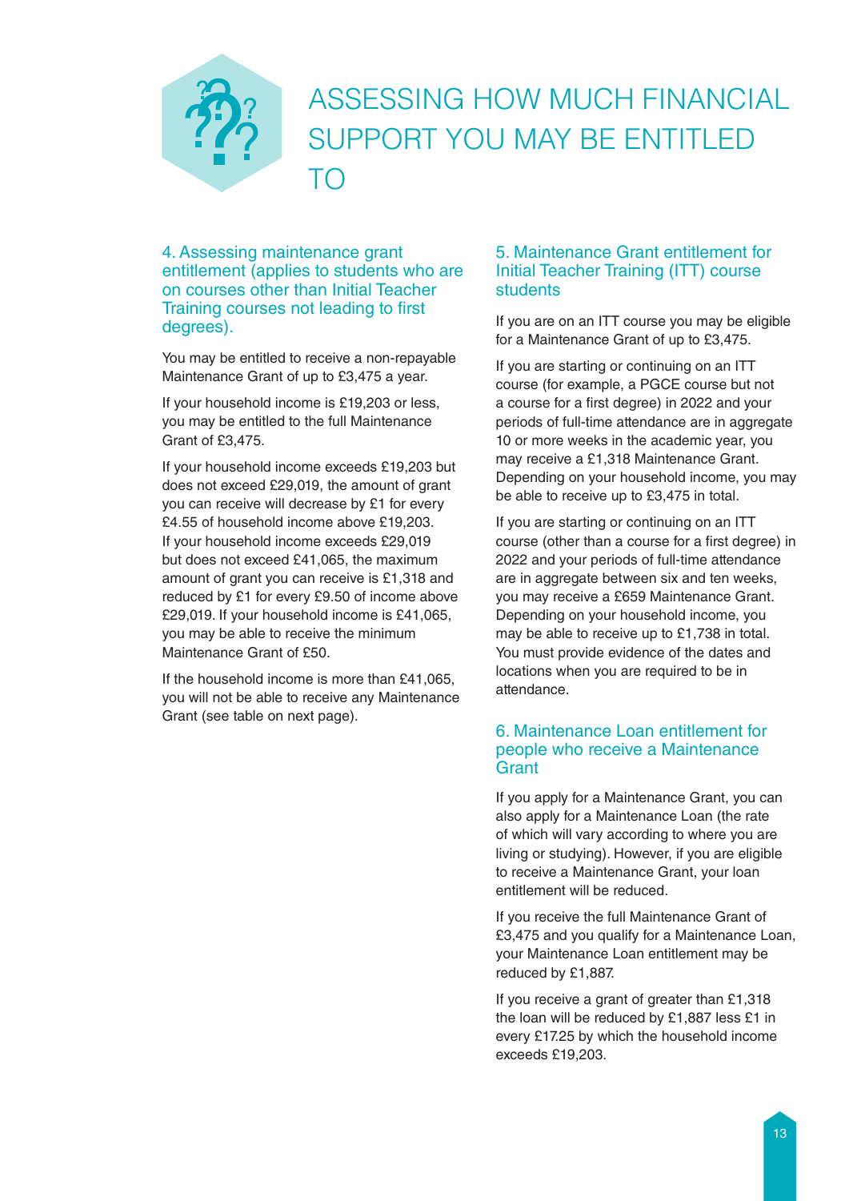# ASSESSING HOW MUCH FINANCIAL SUPPORT YOU MAY BE ENTITLED TO

## 4. Assessing maintenance grant entitlement (applies to students who are on courses other than Initial Teacher Training courses not leading to first degrees).

You may be entitled to receive a non-repayable Maintenance Grant of up to £3,475 a year.

If your household income is £19,203 or less, you may be entitled to the full Maintenance Grant of £3,475.

If your household income exceeds £19,203 but does not exceed £29,019, the amount of grant you can receive will decrease by £1 for every £4.55 of household income above £19,203. If your household income exceeds £29,019 but does not exceed £41,065, the maximum amount of grant you can receive is £1,318 and reduced by £1 for every £9.50 of income above £29,019. If your household income is £41,065, you may be able to receive the minimum Maintenance Grant of £50.

If the household income is more than £41,065, you will not be able to receive any Maintenance Grant (see table on next page).

## 5. Maintenance Grant entitlement for Initial Teacher Training (ITT) course students

If you are on an ITT course you may be eligible for a Maintenance Grant of up to £3,475.

If you are starting or continuing on an ITT course (for example, a PGCE course but not a course for a first degree) in 2022 and your periods of full-time attendance are in aggregate 10 or more weeks in the academic year, you may receive a £1,318 Maintenance Grant. Depending on your household income, you may be able to receive up to £3,475 in total.

If you are starting or continuing on an ITT course (other than a course for a first degree) in 2022 and your periods of full-time attendance are in aggregate between six and ten weeks, you may receive a £659 Maintenance Grant. Depending on your household income, you may be able to receive up to £1,738 in total. You must provide evidence of the dates and locations when you are required to be in attendance.

## 6. Maintenance Loan entitlement for people who receive a Maintenance Grant

If you apply for a Maintenance Grant, you can also apply for a Maintenance Loan (the rate of which will vary according to where you are living or studying). However, if you are eligible to receive a Maintenance Grant, your loan entitlement will be reduced.

If you receive the full Maintenance Grant of £3,475 and you qualify for a Maintenance Loan, your Maintenance Loan entitlement may be reduced by £1,887.

If you receive a grant of greater than £1,318 the loan will be reduced by £1,887 less £1 in every £17.25 by which the household income exceeds £19,203.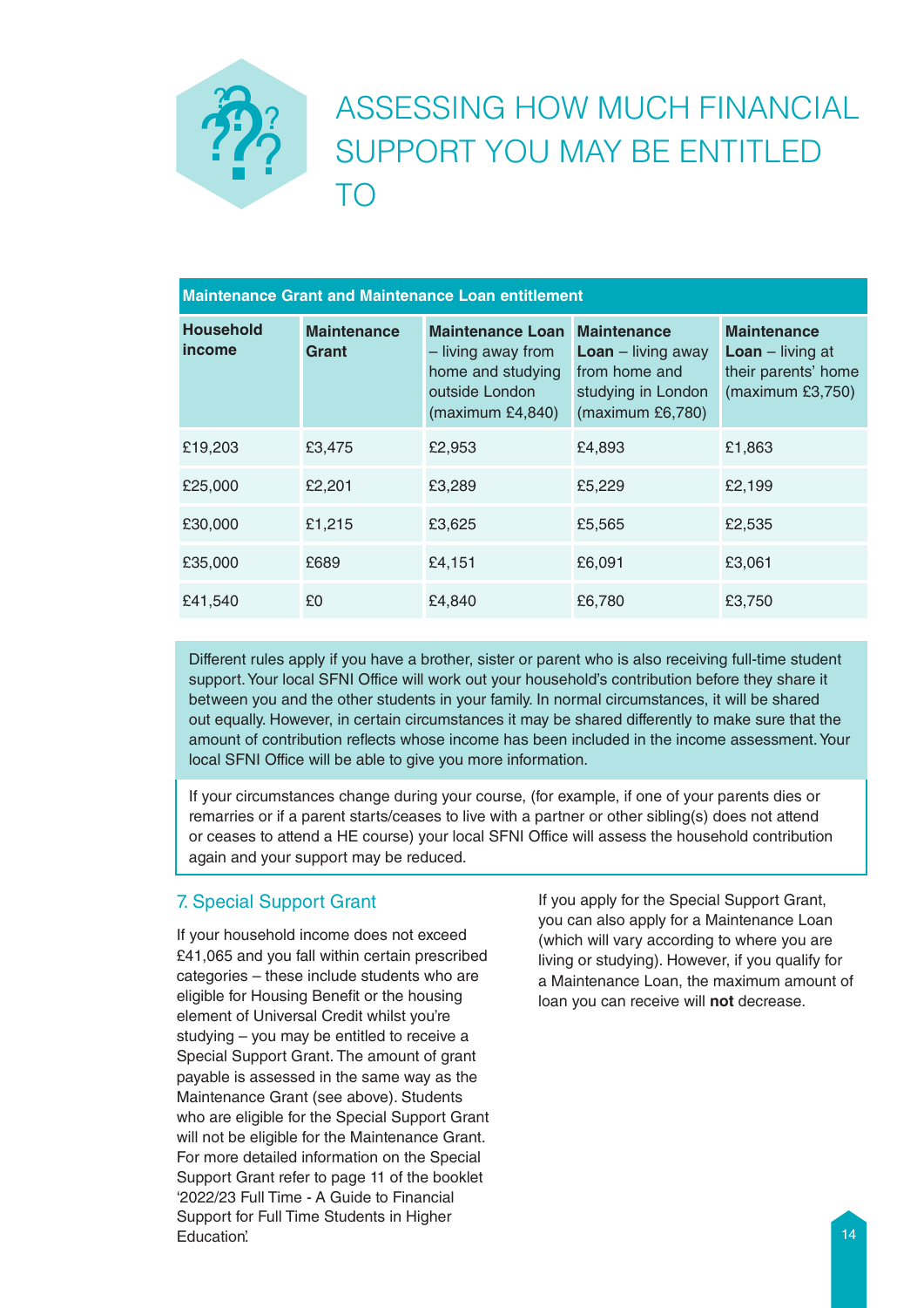# ASSESSING HOW MUCH FINANCIAL SUPPORT YOU MAY BE ENTITLED TO

**Maintenance Grant and Maintenance Loan entitlement**

| **Household income** | **Maintenance Grant** | **Maintenance Loan** – living away from home and studying outside London (maximum £4,840) | **Maintenance Loan** – living away from home and studying in London (maximum £6,780) | **Maintenance Loan** – living at their parents' home (maximum £3,750) |
|---|---|---|---|---|
| £19,203 | £3,475 | £2,953 | £4,893 | £1,863 |
| £25,000 | £2,201 | £3,289 | £5,229 | £2,199 |
| £30,000 | £1,215 | £3,625 | £5,565 | £2,535 |
| £35,000 | £689 | £4,151 | £6,091 | £3,061 |
| £41,540 | £0 | £4,840 | £6,780 | £3,750 |

Different rules apply if you have a brother, sister or parent who is also receiving full-time student support. Your local SFNI Office will work out your household's contribution before they share it between you and the other students in your family. In normal circumstances, it will be shared out equally. However, in certain circumstances it may be shared differently to make sure that the amount of contribution reflects whose income has been included in the income assessment. Your local SFNI Office will be able to give you more information.

If your circumstances change during your course, (for example, if one of your parents dies or remarries or if a parent starts/ceases to live with a partner or other sibling(s) does not attend or ceases to attend a HE course) your local SFNI Office will assess the household contribution again and your support may be reduced.

## 7. Special Support Grant

If your household income does not exceed £41,065 and you fall within certain prescribed categories – these include students who are eligible for Housing Benefit or the housing element of Universal Credit whilst you're studying – you may be entitled to receive a Special Support Grant. The amount of grant payable is assessed in the same way as the Maintenance Grant (see above). Students who are eligible for the Special Support Grant will not be eligible for the Maintenance Grant. For more detailed information on the Special Support Grant refer to page 11 of the booklet '2022/23 Full Time - A Guide to Financial Support for Full Time Students in Higher Education'.

If you apply for the Special Support Grant, you can also apply for a Maintenance Loan (which will vary according to where you are living or studying). However, if you qualify for a Maintenance Loan, the maximum amount of loan you can receive will **not** decrease.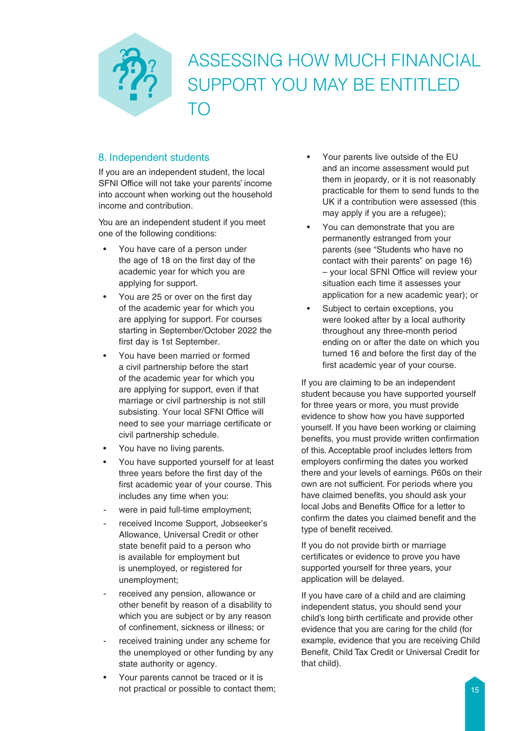# ASSESSING HOW MUCH FINANCIAL SUPPORT YOU MAY BE ENTITLED TO

## 8. Independent students

If you are an independent student, the local SFNI Office will not take your parents' income into account when working out the household income and contribution.

You are an independent student if you meet one of the following conditions:

- You have care of a person under the age of 18 on the first day of the academic year for which you are applying for support.
- You are 25 or over on the first day of the academic year for which you are applying for support. For courses starting in September/October 2022 the first day is 1st September.
- You have been married or formed a civil partnership before the start of the academic year for which you are applying for support, even if that marriage or civil partnership is not still subsisting. Your local SFNI Office will need to see your marriage certificate or civil partnership schedule.
- You have no living parents.
- You have supported yourself for at least three years before the first day of the first academic year of your course. This includes any time when you:
  - were in paid full-time employment;
  - received Income Support, Jobseeker's Allowance, Universal Credit or other state benefit paid to a person who is available for employment but is unemployed, or registered for unemployment;
  - received any pension, allowance or other benefit by reason of a disability to which you are subject or by any reason of confinement, sickness or illness; or
  - received training under any scheme for the unemployed or other funding by any state authority or agency.
- Your parents cannot be traced or it is not practical or possible to contact them;
- Your parents live outside of the EU and an income assessment would put them in jeopardy, or it is not reasonably practicable for them to send funds to the UK if a contribution were assessed (this may apply if you are a refugee);
- You can demonstrate that you are permanently estranged from your parents (see "Students who have no contact with their parents" on page 16) – your local SFNI Office will review your situation each time it assesses your application for a new academic year); or
- Subject to certain exceptions, you were looked after by a local authority throughout any three-month period ending on or after the date on which you turned 16 and before the first day of the first academic year of your course.

If you are claiming to be an independent student because you have supported yourself for three years or more, you must provide evidence to show how you have supported yourself. If you have been working or claiming benefits, you must provide written confirmation of this. Acceptable proof includes letters from employers confirming the dates you worked there and your levels of earnings. P60s on their own are not sufficient. For periods where you have claimed benefits, you should ask your local Jobs and Benefits Office for a letter to confirm the dates you claimed benefit and the type of benefit received.

If you do not provide birth or marriage certificates or evidence to prove you have supported yourself for three years, your application will be delayed.

If you have care of a child and are claiming independent status, you should send your child's long birth certificate and provide other evidence that you are caring for the child (for example, evidence that you are receiving Child Benefit, Child Tax Credit or Universal Credit for that child).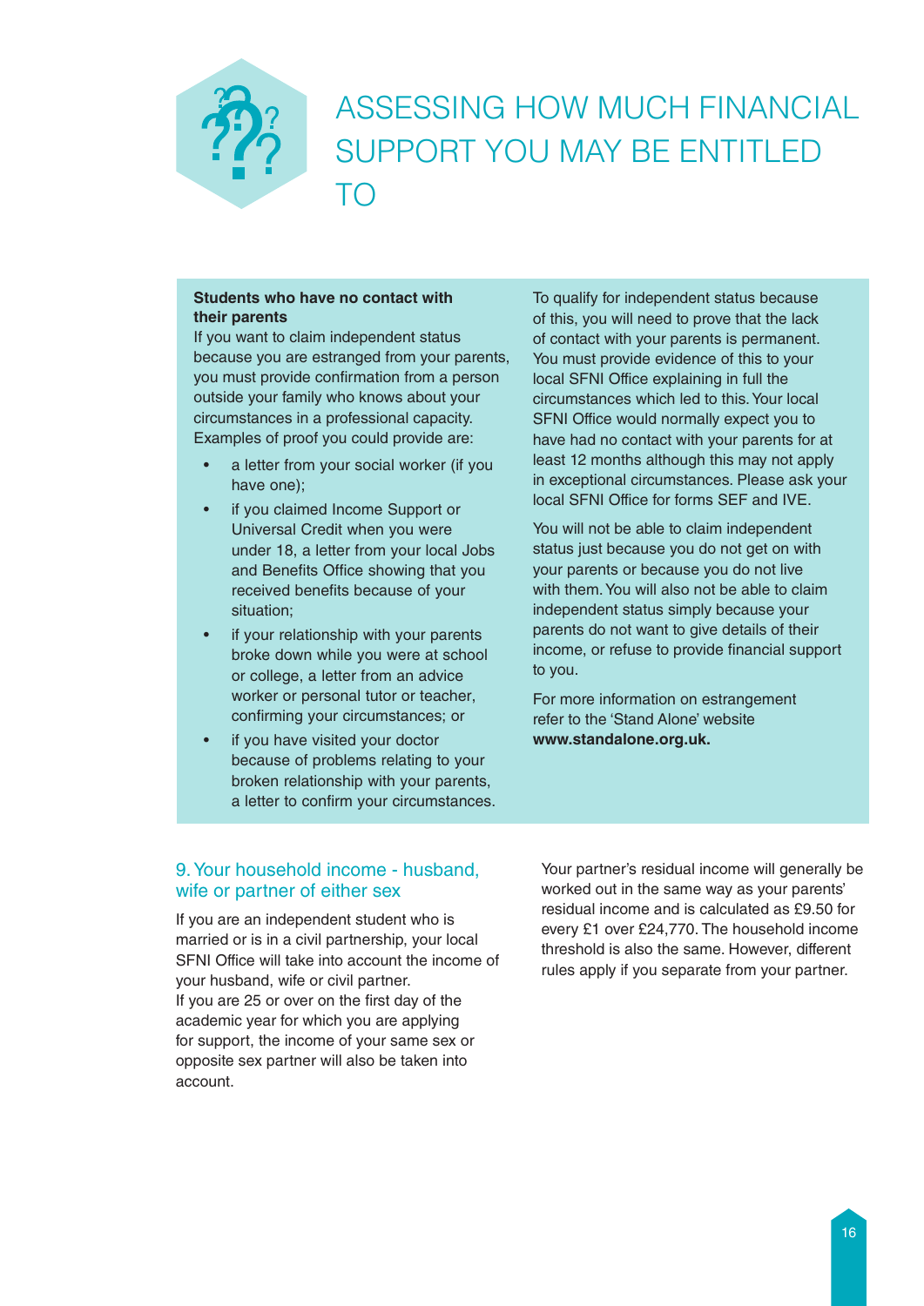# ASSESSING HOW MUCH FINANCIAL SUPPORT YOU MAY BE ENTITLED TO

**Students who have no contact with their parents**

If you want to claim independent status because you are estranged from your parents, you must provide confirmation from a person outside your family who knows about your circumstances in a professional capacity. Examples of proof you could provide are:

- a letter from your social worker (if you have one);
- if you claimed Income Support or Universal Credit when you were under 18, a letter from your local Jobs and Benefits Office showing that you received benefits because of your situation;
- if your relationship with your parents broke down while you were at school or college, a letter from an advice worker or personal tutor or teacher, confirming your circumstances; or
- if you have visited your doctor because of problems relating to your broken relationship with your parents, a letter to confirm your circumstances.

To qualify for independent status because of this, you will need to prove that the lack of contact with your parents is permanent. You must provide evidence of this to your local SFNI Office explaining in full the circumstances which led to this. Your local SFNI Office would normally expect you to have had no contact with your parents for at least 12 months although this may not apply in exceptional circumstances. Please ask your local SFNI Office for forms SEF and IVE.

You will not be able to claim independent status just because you do not get on with your parents or because you do not live with them. You will also not be able to claim independent status simply because your parents do not want to give details of their income, or refuse to provide financial support to you.

For more information on estrangement refer to the 'Stand Alone' website **www.standalone.org.uk.**

## 9. Your household income - husband, wife or partner of either sex

If you are an independent student who is married or is in a civil partnership, your local SFNI Office will take into account the income of your husband, wife or civil partner.

If you are 25 or over on the first day of the academic year for which you are applying for support, the income of your same sex or opposite sex partner will also be taken into account.

Your partner's residual income will generally be worked out in the same way as your parents' residual income and is calculated as £9.50 for every £1 over £24,770. The household income threshold is also the same. However, different rules apply if you separate from your partner.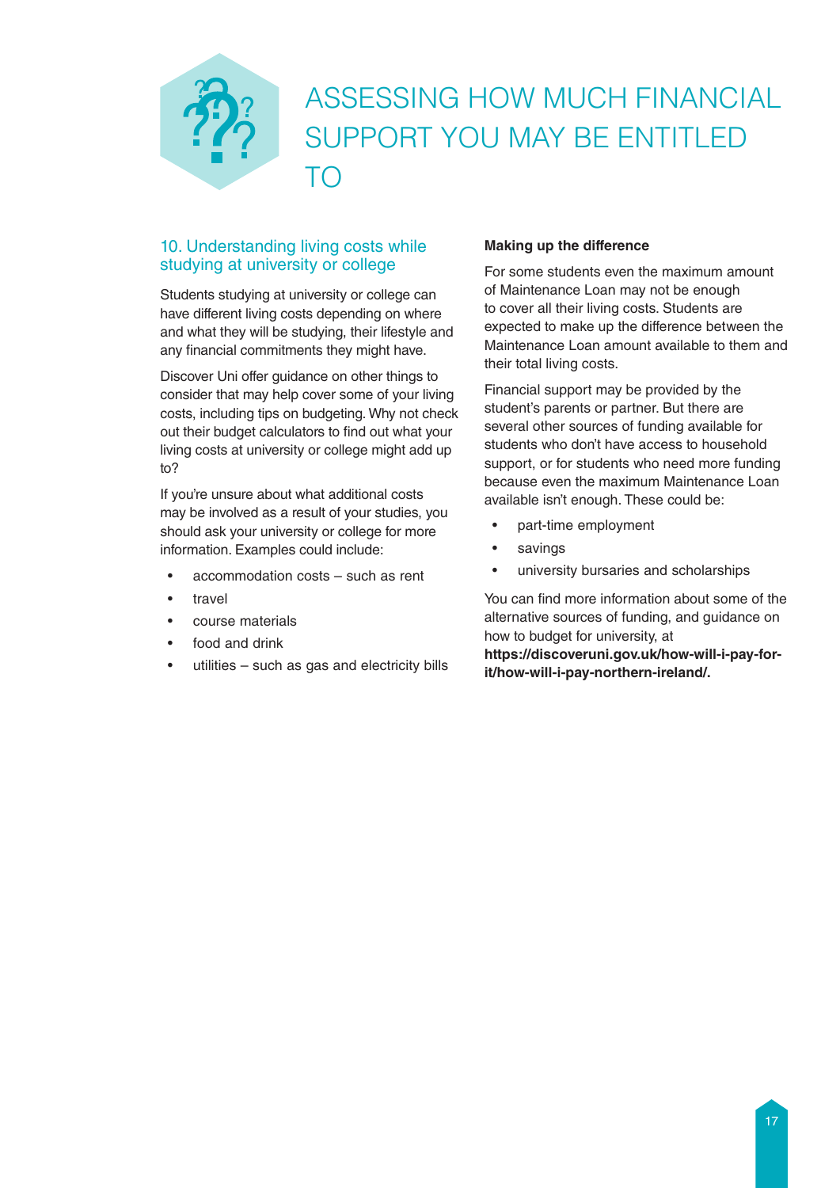# ASSESSING HOW MUCH FINANCIAL SUPPORT YOU MAY BE ENTITLED TO

## 10. Understanding living costs while studying at university or college

Students studying at university or college can have different living costs depending on where and what they will be studying, their lifestyle and any financial commitments they might have.

Discover Uni offer guidance on other things to consider that may help cover some of your living costs, including tips on budgeting. Why not check out their budget calculators to find out what your living costs at university or college might add up to?

If you're unsure about what additional costs may be involved as a result of your studies, you should ask your university or college for more information. Examples could include:

- accommodation costs – such as rent
- travel
- course materials
- food and drink
- utilities – such as gas and electricity bills

**Making up the difference**

For some students even the maximum amount of Maintenance Loan may not be enough to cover all their living costs. Students are expected to make up the difference between the Maintenance Loan amount available to them and their total living costs.

Financial support may be provided by the student's parents or partner. But there are several other sources of funding available for students who don't have access to household support, or for students who need more funding because even the maximum Maintenance Loan available isn't enough. These could be:

- part-time employment
- savings
- university bursaries and scholarships

You can find more information about some of the alternative sources of funding, and guidance on how to budget for university, at **https://discoveruni.gov.uk/how-will-i-pay-for-it/how-will-i-pay-northern-ireland/.**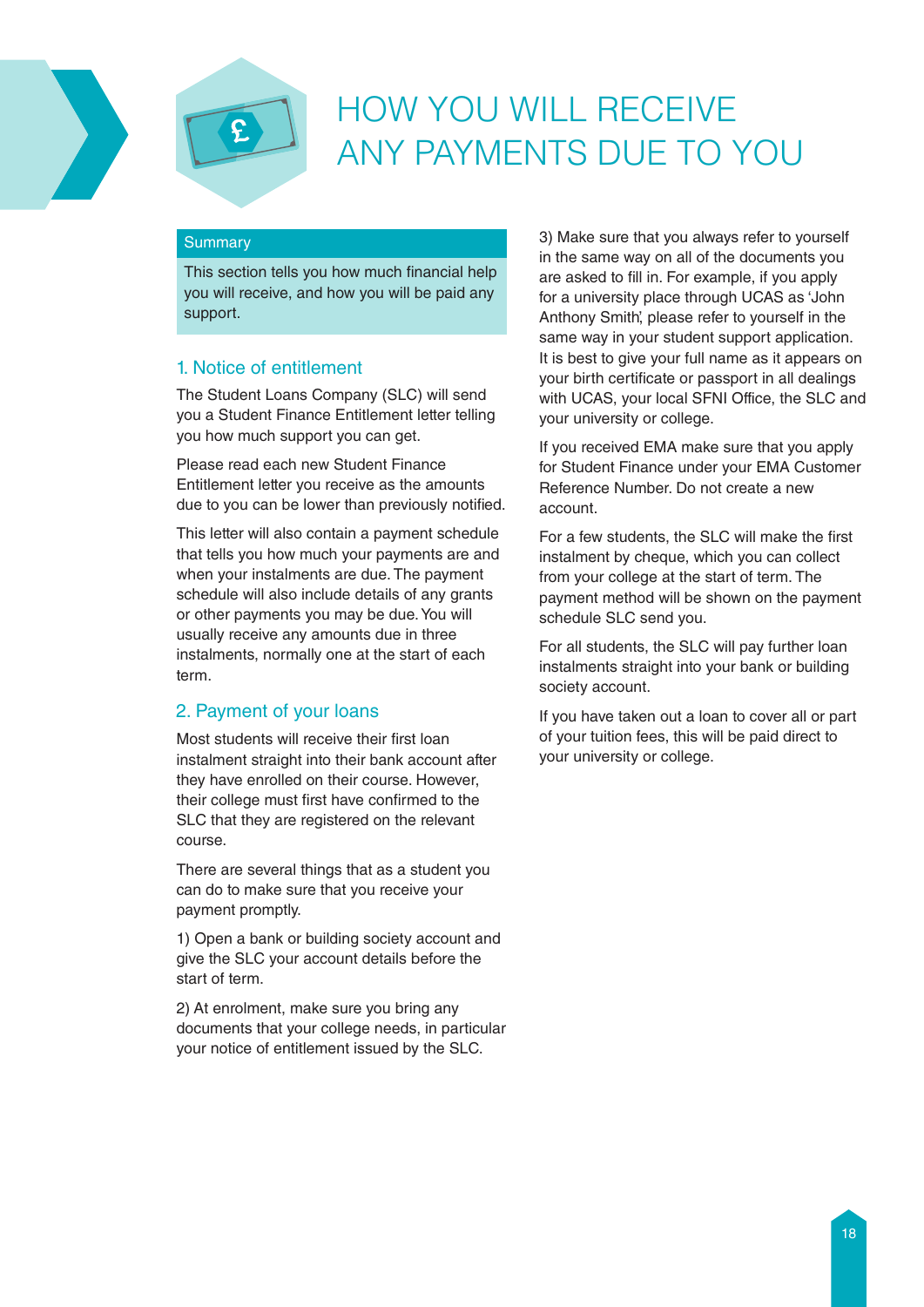# HOW YOU WILL RECEIVE ANY PAYMENTS DUE TO YOU

**Summary**

This section tells you how much financial help you will receive, and how you will be paid any support.

## 1. Notice of entitlement

The Student Loans Company (SLC) will send you a Student Finance Entitlement letter telling you how much support you can get.

Please read each new Student Finance Entitlement letter you receive as the amounts due to you can be lower than previously notified.

This letter will also contain a payment schedule that tells you how much your payments are and when your instalments are due. The payment schedule will also include details of any grants or other payments you may be due. You will usually receive any amounts due in three instalments, normally one at the start of each term.

## 2. Payment of your loans

Most students will receive their first loan instalment straight into their bank account after they have enrolled on their course. However, their college must first have confirmed to the SLC that they are registered on the relevant course.

There are several things that as a student you can do to make sure that you receive your payment promptly.

1) Open a bank or building society account and give the SLC your account details before the start of term.

2) At enrolment, make sure you bring any documents that your college needs, in particular your notice of entitlement issued by the SLC.

3) Make sure that you always refer to yourself in the same way on all of the documents you are asked to fill in. For example, if you apply for a university place through UCAS as 'John Anthony Smith', please refer to yourself in the same way in your student support application. It is best to give your full name as it appears on your birth certificate or passport in all dealings with UCAS, your local SFNI Office, the SLC and your university or college.

If you received EMA make sure that you apply for Student Finance under your EMA Customer Reference Number. Do not create a new account.

For a few students, the SLC will make the first instalment by cheque, which you can collect from your college at the start of term. The payment method will be shown on the payment schedule SLC send you.

For all students, the SLC will pay further loan instalments straight into your bank or building society account.

If you have taken out a loan to cover all or part of your tuition fees, this will be paid direct to your university or college.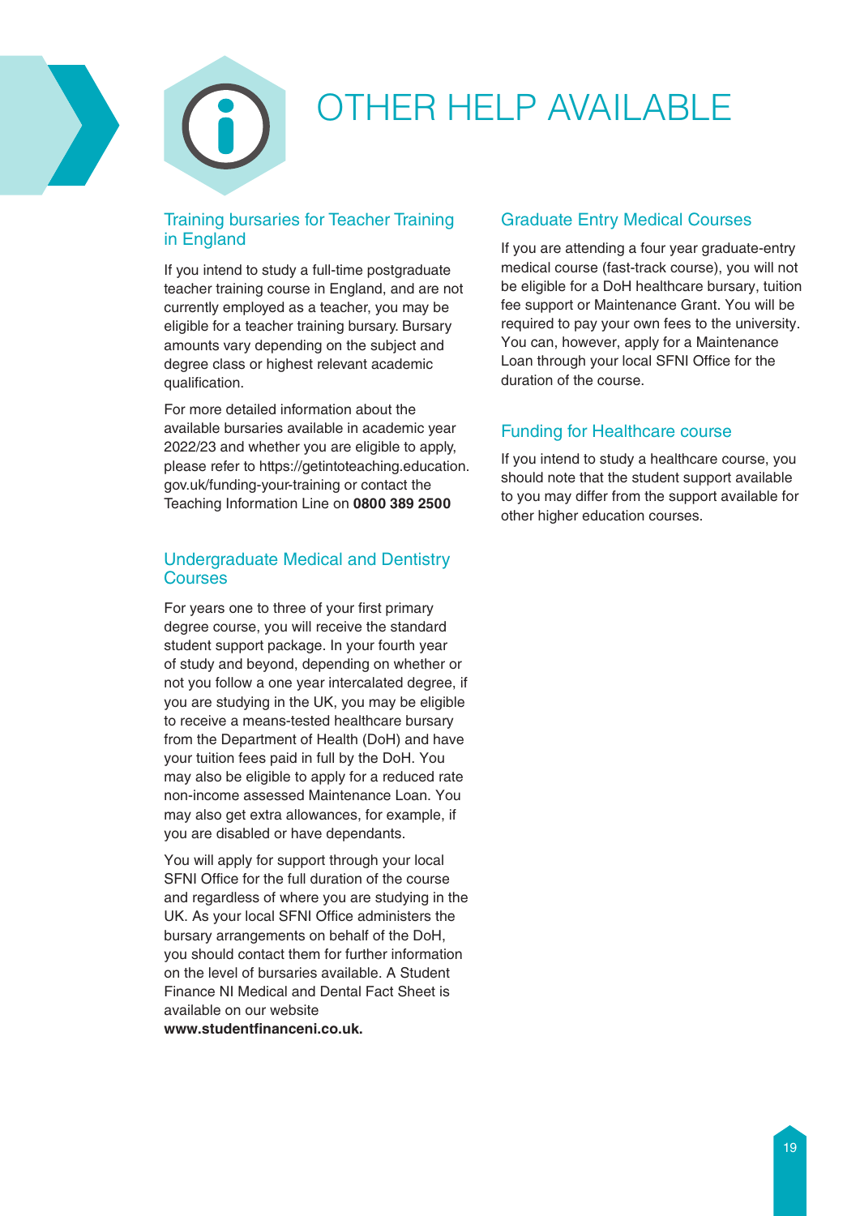# OTHER HELP AVAILABLE

## Training bursaries for Teacher Training in England

If you intend to study a full-time postgraduate teacher training course in England, and are not currently employed as a teacher, you may be eligible for a teacher training bursary. Bursary amounts vary depending on the subject and degree class or highest relevant academic qualification.

For more detailed information about the available bursaries available in academic year 2022/23 and whether you are eligible to apply, please refer to https://getintoteaching.education.gov.uk/funding-your-training or contact the Teaching Information Line on **0800 389 2500**

## Undergraduate Medical and Dentistry Courses

For years one to three of your first primary degree course, you will receive the standard student support package. In your fourth year of study and beyond, depending on whether or not you follow a one year intercalated degree, if you are studying in the UK, you may be eligible to receive a means-tested healthcare bursary from the Department of Health (DoH) and have your tuition fees paid in full by the DoH. You may also be eligible to apply for a reduced rate non-income assessed Maintenance Loan. You may also get extra allowances, for example, if you are disabled or have dependants.

You will apply for support through your local SFNI Office for the full duration of the course and regardless of where you are studying in the UK. As your local SFNI Office administers the bursary arrangements on behalf of the DoH, you should contact them for further information on the level of bursaries available. A Student Finance NI Medical and Dental Fact Sheet is available on our website **www.studentfinanceni.co.uk.**

## Graduate Entry Medical Courses

If you are attending a four year graduate-entry medical course (fast-track course), you will not be eligible for a DoH healthcare bursary, tuition fee support or Maintenance Grant. You will be required to pay your own fees to the university. You can, however, apply for a Maintenance Loan through your local SFNI Office for the duration of the course.

## Funding for Healthcare course

If you intend to study a healthcare course, you should note that the student support available to you may differ from the support available for other higher education courses.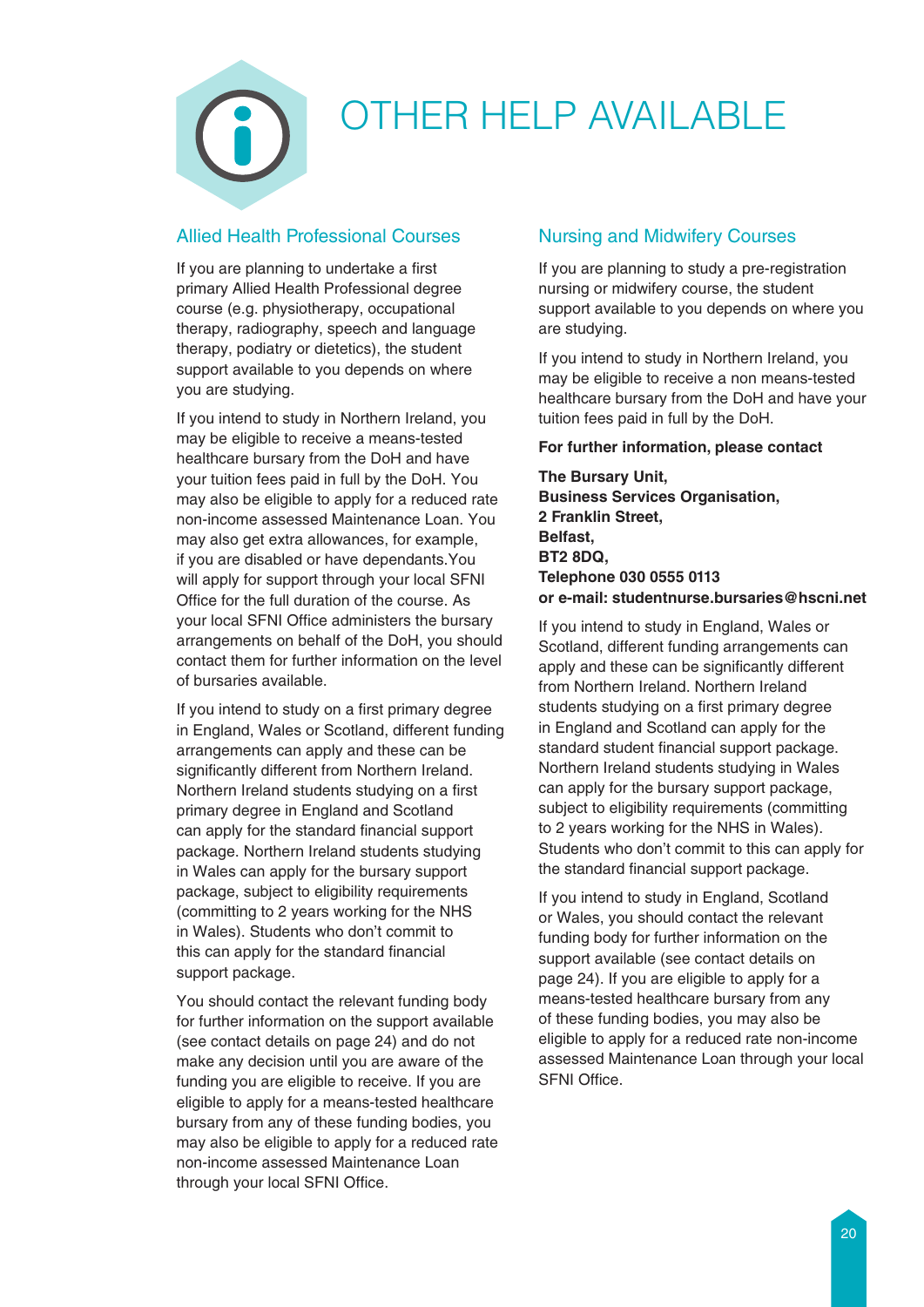# OTHER HELP AVAILABLE

## Allied Health Professional Courses

If you are planning to undertake a first primary Allied Health Professional degree course (e.g. physiotherapy, occupational therapy, radiography, speech and language therapy, podiatry or dietetics), the student support available to you depends on where you are studying.

If you intend to study in Northern Ireland, you may be eligible to receive a means-tested healthcare bursary from the DoH and have your tuition fees paid in full by the DoH. You may also be eligible to apply for a reduced rate non-income assessed Maintenance Loan. You may also get extra allowances, for example, if you are disabled or have dependants.You will apply for support through your local SFNI Office for the full duration of the course. As your local SFNI Office administers the bursary arrangements on behalf of the DoH, you should contact them for further information on the level of bursaries available.

If you intend to study on a first primary degree in England, Wales or Scotland, different funding arrangements can apply and these can be significantly different from Northern Ireland. Northern Ireland students studying on a first primary degree in England and Scotland can apply for the standard financial support package. Northern Ireland students studying in Wales can apply for the bursary support package, subject to eligibility requirements (committing to 2 years working for the NHS in Wales). Students who don't commit to this can apply for the standard financial support package.

You should contact the relevant funding body for further information on the support available (see contact details on page 24) and do not make any decision until you are aware of the funding you are eligible to receive. If you are eligible to apply for a means-tested healthcare bursary from any of these funding bodies, you may also be eligible to apply for a reduced rate non-income assessed Maintenance Loan through your local SFNI Office.

## Nursing and Midwifery Courses

If you are planning to study a pre-registration nursing or midwifery course, the student support available to you depends on where you are studying.

If you intend to study in Northern Ireland, you may be eligible to receive a non means-tested healthcare bursary from the DoH and have your tuition fees paid in full by the DoH.

**For further information, please contact**

**The Bursary Unit,**
**Business Services Organisation,**
**2 Franklin Street,**
**Belfast,**
**BT2 8DQ,**
**Telephone 030 0555 0113**
**or e-mail: studentnurse.bursaries@hscni.net**

If you intend to study in England, Wales or Scotland, different funding arrangements can apply and these can be significantly different from Northern Ireland. Northern Ireland students studying on a first primary degree in England and Scotland can apply for the standard student financial support package. Northern Ireland students studying in Wales can apply for the bursary support package, subject to eligibility requirements (committing to 2 years working for the NHS in Wales). Students who don't commit to this can apply for the standard financial support package.

If you intend to study in England, Scotland or Wales, you should contact the relevant funding body for further information on the support available (see contact details on page 24). If you are eligible to apply for a means-tested healthcare bursary from any of these funding bodies, you may also be eligible to apply for a reduced rate non-income assessed Maintenance Loan through your local SFNI Office.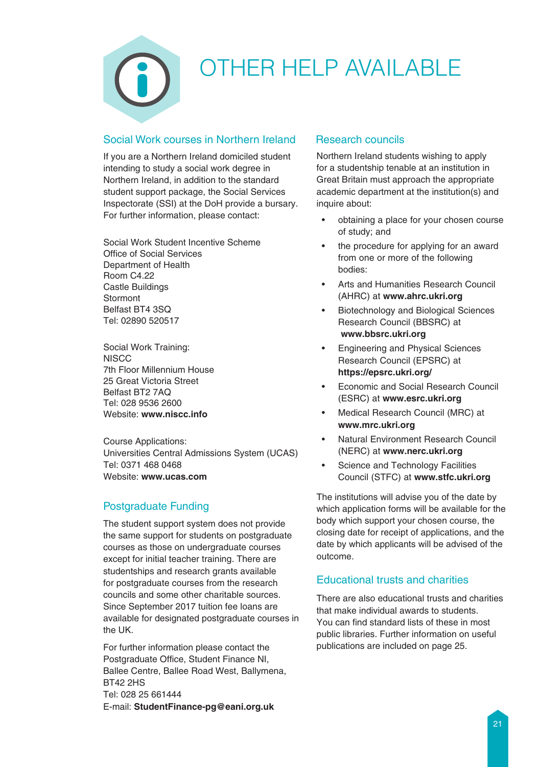# OTHER HELP AVAILABLE

## Social Work courses in Northern Ireland

If you are a Northern Ireland domiciled student intending to study a social work degree in Northern Ireland, in addition to the standard student support package, the Social Services Inspectorate (SSI) at the DoH provide a bursary. For further information, please contact:

Social Work Student Incentive Scheme
Office of Social Services
Department of Health
Room C4.22
Castle Buildings
Stormont
Belfast BT4 3SQ
Tel: 02890 520517

Social Work Training:
NISCC
7th Floor Millennium House
25 Great Victoria Street
Belfast BT2 7AQ
Tel: 028 9536 2600
Website: **www.niscc.info**

Course Applications:
Universities Central Admissions System (UCAS)
Tel: 0371 468 0468
Website: **www.ucas.com**

## Postgraduate Funding

The student support system does not provide the same support for students on postgraduate courses as those on undergraduate courses except for initial teacher training. There are studentships and research grants available for postgraduate courses from the research councils and some other charitable sources. Since September 2017 tuition fee loans are available for designated postgraduate courses in the UK.

For further information please contact the Postgraduate Office, Student Finance NI, Ballee Centre, Ballee Road West, Ballymena, BT42 2HS
Tel: 028 25 661444
E-mail: **StudentFinance-pg@eani.org.uk**

## Research councils

Northern Ireland students wishing to apply for a studentship tenable at an institution in Great Britain must approach the appropriate academic department at the institution(s) and inquire about:

- obtaining a place for your chosen course of study; and
- the procedure for applying for an award from one or more of the following bodies:
- Arts and Humanities Research Council (AHRC) at **www.ahrc.ukri.org**
- Biotechnology and Biological Sciences Research Council (BBSRC) at **www.bbsrc.ukri.org**
- Engineering and Physical Sciences Research Council (EPSRC) at **https://epsrc.ukri.org/**
- Economic and Social Research Council (ESRC) at **www.esrc.ukri.org**
- Medical Research Council (MRC) at **www.mrc.ukri.org**
- Natural Environment Research Council (NERC) at **www.nerc.ukri.org**
- Science and Technology Facilities Council (STFC) at **www.stfc.ukri.org**

The institutions will advise you of the date by which application forms will be available for the body which support your chosen course, the closing date for receipt of applications, and the date by which applicants will be advised of the outcome.

## Educational trusts and charities

There are also educational trusts and charities that make individual awards to students. You can find standard lists of these in most public libraries. Further information on useful publications are included on page 25.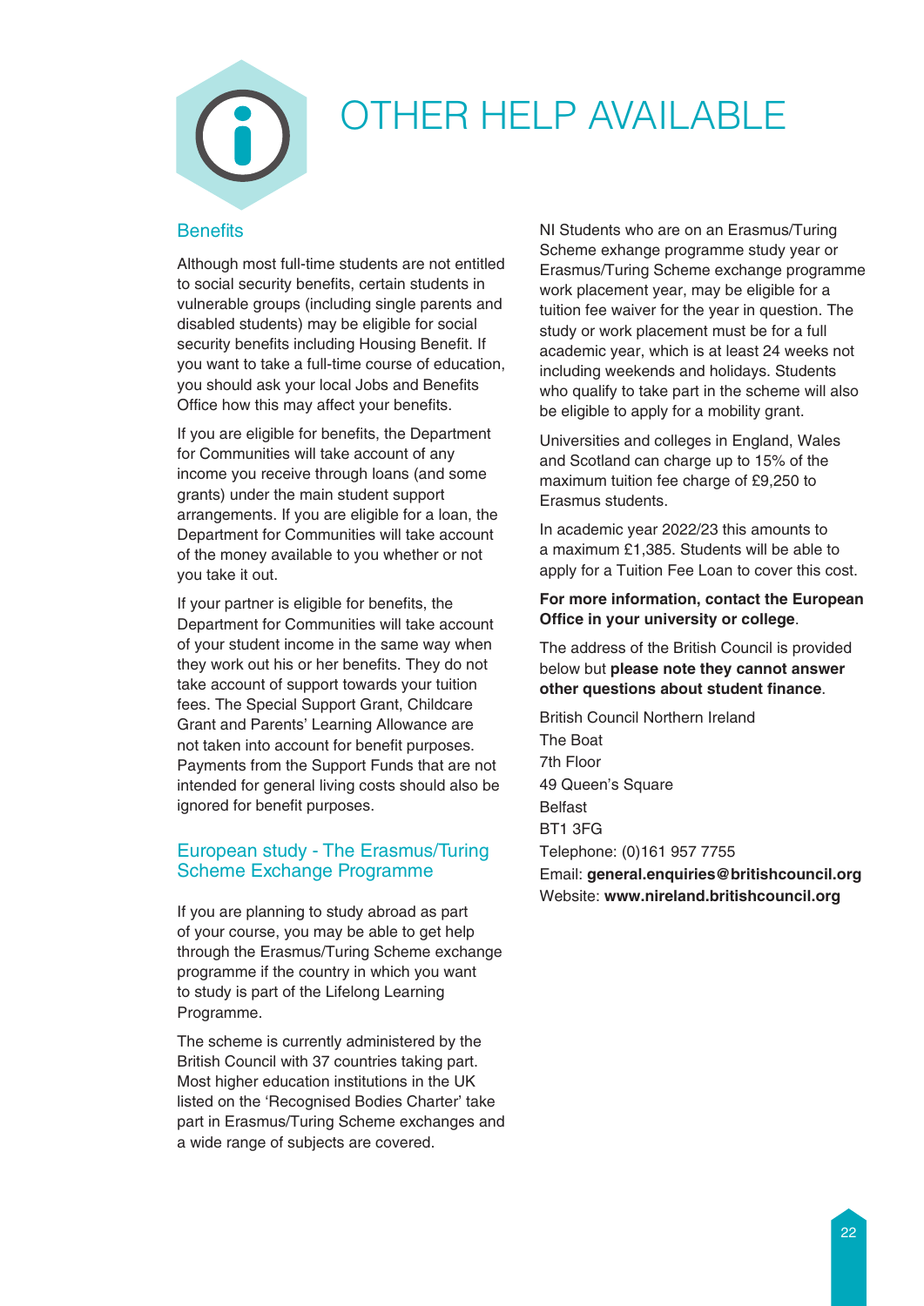# OTHER HELP AVAILABLE

## Benefits

Although most full-time students are not entitled to social security benefits, certain students in vulnerable groups (including single parents and disabled students) may be eligible for social security benefits including Housing Benefit. If you want to take a full-time course of education, you should ask your local Jobs and Benefits Office how this may affect your benefits.

If you are eligible for benefits, the Department for Communities will take account of any income you receive through loans (and some grants) under the main student support arrangements. If you are eligible for a loan, the Department for Communities will take account of the money available to you whether or not you take it out.

If your partner is eligible for benefits, the Department for Communities will take account of your student income in the same way when they work out his or her benefits. They do not take account of support towards your tuition fees. The Special Support Grant, Childcare Grant and Parents' Learning Allowance are not taken into account for benefit purposes. Payments from the Support Funds that are not intended for general living costs should also be ignored for benefit purposes.

## European study - The Erasmus/Turing Scheme Exchange Programme

If you are planning to study abroad as part of your course, you may be able to get help through the Erasmus/Turing Scheme exchange programme if the country in which you want to study is part of the Lifelong Learning Programme.

The scheme is currently administered by the British Council with 37 countries taking part. Most higher education institutions in the UK listed on the 'Recognised Bodies Charter' take part in Erasmus/Turing Scheme exchanges and a wide range of subjects are covered.

NI Students who are on an Erasmus/Turing Scheme exhange programme study year or Erasmus/Turing Scheme exchange programme work placement year, may be eligible for a tuition fee waiver for the year in question. The study or work placement must be for a full academic year, which is at least 24 weeks not including weekends and holidays. Students who qualify to take part in the scheme will also be eligible to apply for a mobility grant.

Universities and colleges in England, Wales and Scotland can charge up to 15% of the maximum tuition fee charge of £9,250 to Erasmus students.

In academic year 2022/23 this amounts to a maximum £1,385. Students will be able to apply for a Tuition Fee Loan to cover this cost.

**For more information, contact the European Office in your university or college**.

The address of the British Council is provided below but **please note they cannot answer other questions about student finance**.

British Council Northern Ireland
The Boat
7th Floor
49 Queen's Square
Belfast
BT1 3FG
Telephone: (0)161 957 7755
Email: **general.enquiries@britishcouncil.org**
Website: **www.nireland.britishcouncil.org**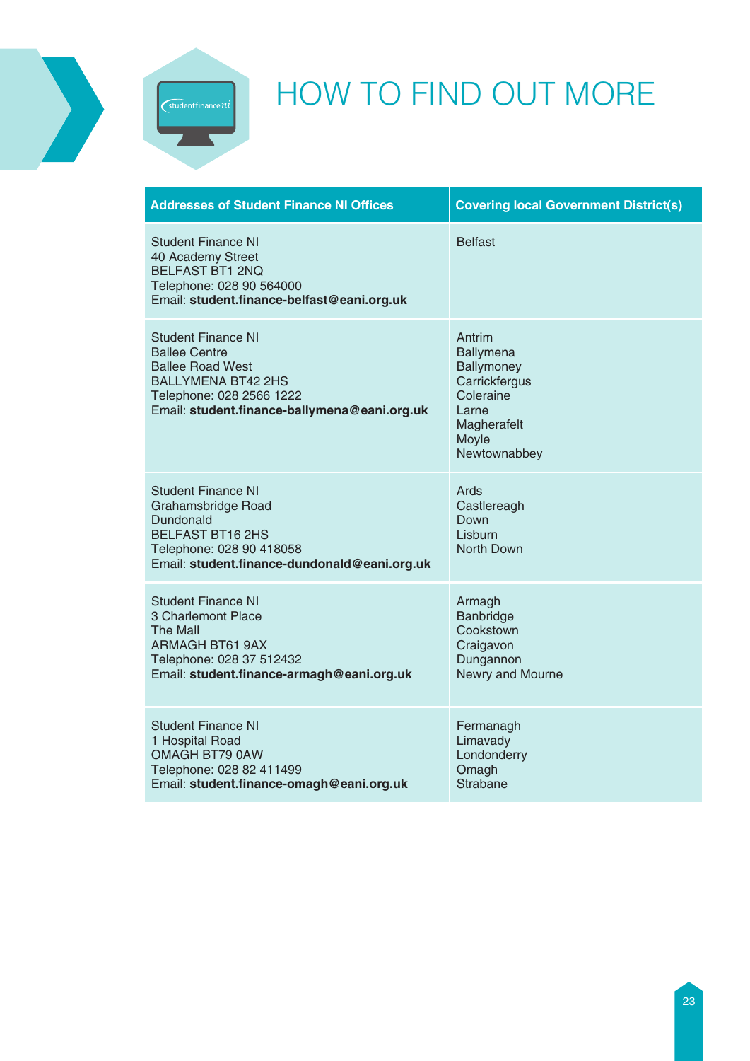# HOW TO FIND OUT MORE

| Addresses of Student Finance NI Offices | Covering local Government District(s) |
|---|---|
| Student Finance NI<br>40 Academy Street<br>BELFAST BT1 2NQ<br>Telephone: 028 90 564000<br>Email: **student.finance-belfast@eani.org.uk** | Belfast |
| Student Finance NI<br>Ballee Centre<br>Ballee Road West<br>BALLYMENA BT42 2HS<br>Telephone: 028 2566 1222<br>Email: **student.finance-ballymena@eani.org.uk** | Antrim<br>Ballymena<br>Ballymoney<br>Carrickfergus<br>Coleraine<br>Larne<br>Magherafelt<br>Moyle<br>Newtownabbey |
| Student Finance NI<br>Grahamsbridge Road<br>Dundonald<br>BELFAST BT16 2HS<br>Telephone: 028 90 418058<br>Email: **student.finance-dundonald@eani.org.uk** | Ards<br>Castlereagh<br>Down<br>Lisburn<br>North Down |
| Student Finance NI<br>3 Charlemont Place<br>The Mall<br>ARMAGH BT61 9AX<br>Telephone: 028 37 512432<br>Email: **student.finance-armagh@eani.org.uk** | Armagh<br>Banbridge<br>Cookstown<br>Craigavon<br>Dungannon<br>Newry and Mourne |
| Student Finance NI<br>1 Hospital Road<br>OMAGH BT79 0AW<br>Telephone: 028 82 411499<br>Email: **student.finance-omagh@eani.org.uk** | Fermanagh<br>Limavady<br>Londonderry<br>Omagh<br>Strabane |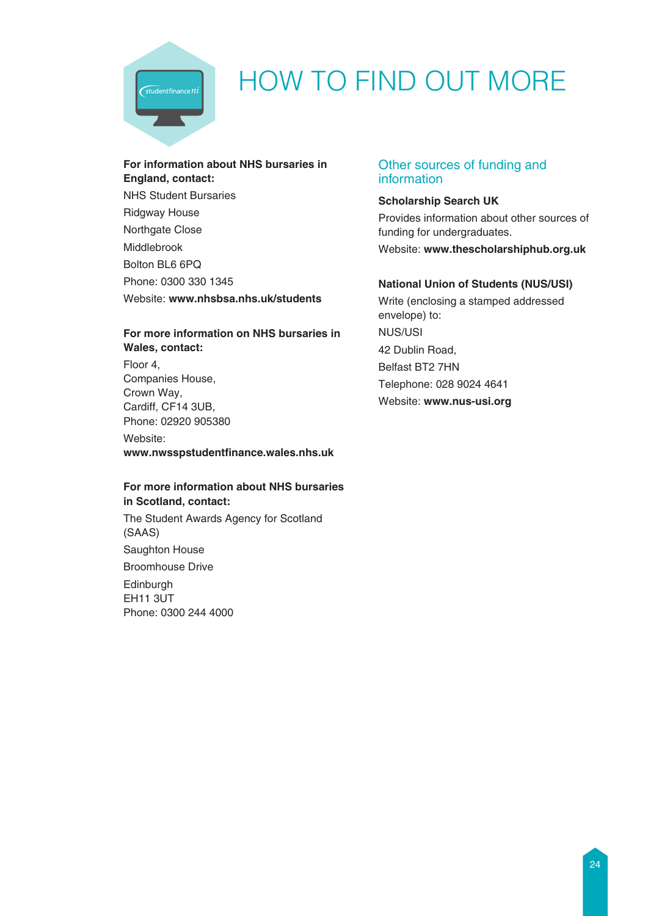# HOW TO FIND OUT MORE

**For information about NHS bursaries in England, contact:**

NHS Student Bursaries
Ridgway House
Northgate Close
Middlebrook
Bolton BL6 6PQ
Phone: 0300 330 1345
Website: **www.nhsbsa.nhs.uk/students**

**For more information on NHS bursaries in Wales, contact:**

Floor 4,
Companies House,
Crown Way,
Cardiff, CF14 3UB,
Phone: 02920 905380
Website:
**www.nwsspstudentfinance.wales.nhs.uk**

**For more information about NHS bursaries in Scotland, contact:**

The Student Awards Agency for Scotland (SAAS)
Saughton House
Broomhouse Drive
Edinburgh
EH11 3UT
Phone: 0300 244 4000

## Other sources of funding and information

**Scholarship Search UK**

Provides information about other sources of funding for undergraduates.

Website: **www.thescholarshiphub.org.uk**

**National Union of Students (NUS/USI)**

Write (enclosing a stamped addressed envelope) to:

NUS/USI
42 Dublin Road,
Belfast BT2 7HN
Telephone: 028 9024 4641
Website: **www.nus-usi.org**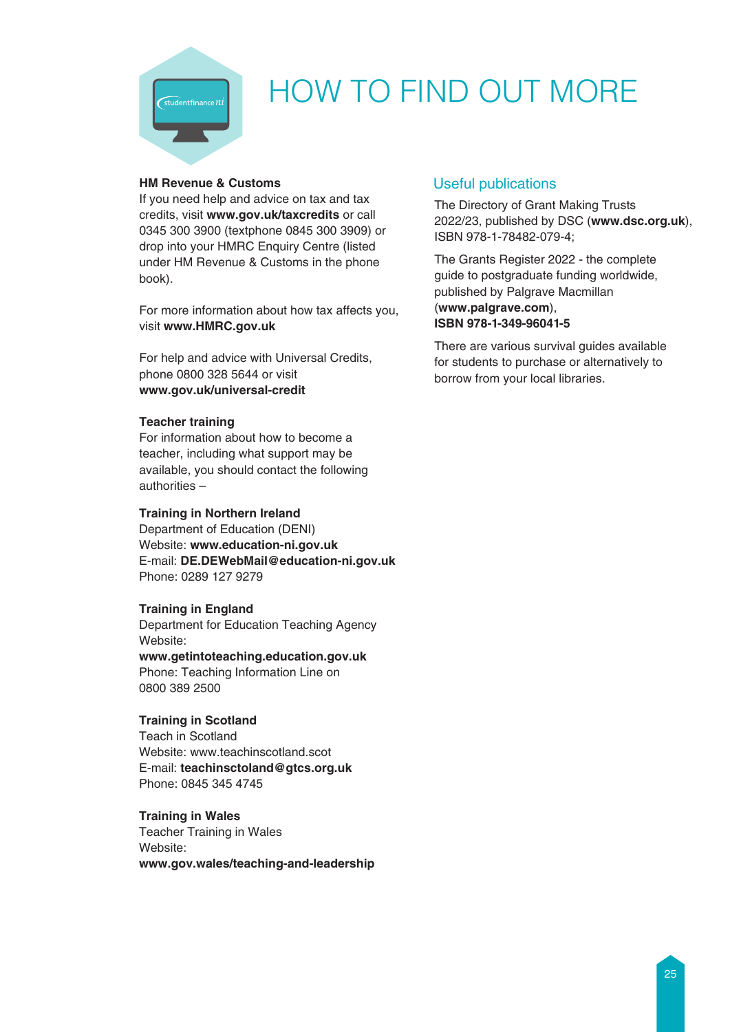# HOW TO FIND OUT MORE

**HM Revenue & Customs**
If you need help and advice on tax and tax credits, visit **www.gov.uk/taxcredits** or call 0345 300 3900 (textphone 0845 300 3909) or drop into your HMRC Enquiry Centre (listed under HM Revenue & Customs in the phone book).

For more information about how tax affects you, visit **www.HMRC.gov.uk**

For help and advice with Universal Credits, phone 0800 328 5644 or visit **www.gov.uk/universal-credit**

**Teacher training**
For information about how to become a teacher, including what support may be available, you should contact the following authorities –

**Training in Northern Ireland**
Department of Education (DENI)
Website: **www.education-ni.gov.uk**
E-mail: **DE.DEWebMail@education-ni.gov.uk**
Phone: 0289 127 9279

**Training in England**
Department for Education Teaching Agency
Website:
**www.getintoteaching.education.gov.uk**
Phone: Teaching Information Line on 0800 389 2500

**Training in Scotland**
Teach in Scotland
Website: www.teachinscotland.scot
E-mail: **teachinsctoland@gtcs.org.uk**
Phone: 0845 345 4745

**Training in Wales**
Teacher Training in Wales
Website:
**www.gov.wales/teaching-and-leadership**

## Useful publications

The Directory of Grant Making Trusts 2022/23, published by DSC (**www.dsc.org.uk**), ISBN 978-1-78482-079-4;

The Grants Register 2022 - the complete guide to postgraduate funding worldwide, published by Palgrave Macmillan (**www.palgrave.com**),
**ISBN 978-1-349-96041-5**

There are various survival guides available for students to purchase or alternatively to borrow from your local libraries.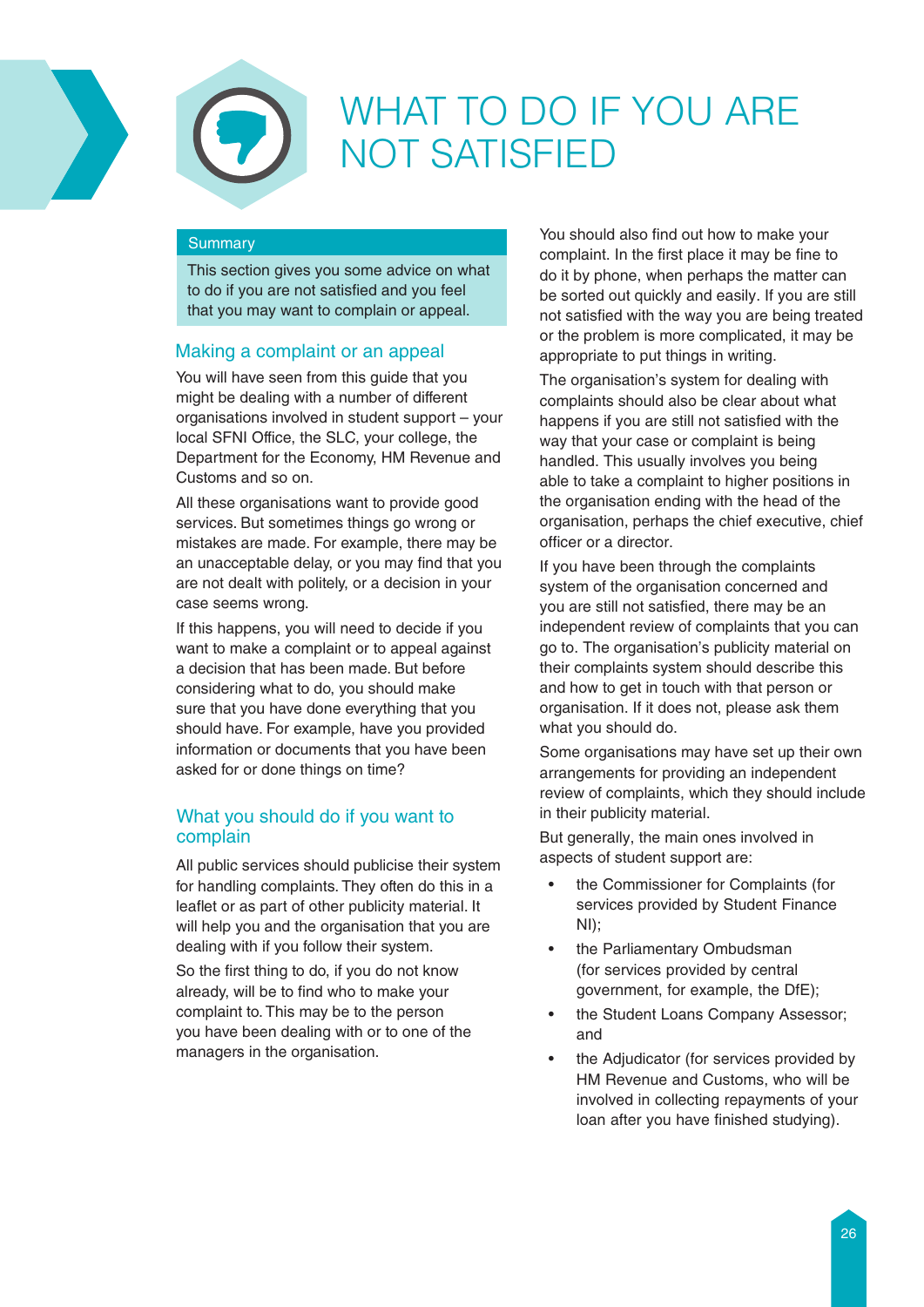# WHAT TO DO IF YOU ARE NOT SATISFIED

**Summary**

This section gives you some advice on what to do if you are not satisfied and you feel that you may want to complain or appeal.

## Making a complaint or an appeal

You will have seen from this guide that you might be dealing with a number of different organisations involved in student support – your local SFNI Office, the SLC, your college, the Department for the Economy, HM Revenue and Customs and so on.

All these organisations want to provide good services. But sometimes things go wrong or mistakes are made. For example, there may be an unacceptable delay, or you may find that you are not dealt with politely, or a decision in your case seems wrong.

If this happens, you will need to decide if you want to make a complaint or to appeal against a decision that has been made. But before considering what to do, you should make sure that you have done everything that you should have. For example, have you provided information or documents that you have been asked for or done things on time?

## What you should do if you want to complain

All public services should publicise their system for handling complaints. They often do this in a leaflet or as part of other publicity material. It will help you and the organisation that you are dealing with if you follow their system.

So the first thing to do, if you do not know already, will be to find who to make your complaint to. This may be to the person you have been dealing with or to one of the managers in the organisation.

You should also find out how to make your complaint. In the first place it may be fine to do it by phone, when perhaps the matter can be sorted out quickly and easily. If you are still not satisfied with the way you are being treated or the problem is more complicated, it may be appropriate to put things in writing.

The organisation's system for dealing with complaints should also be clear about what happens if you are still not satisfied with the way that your case or complaint is being handled. This usually involves you being able to take a complaint to higher positions in the organisation ending with the head of the organisation, perhaps the chief executive, chief officer or a director.

If you have been through the complaints system of the organisation concerned and you are still not satisfied, there may be an independent review of complaints that you can go to. The organisation's publicity material on their complaints system should describe this and how to get in touch with that person or organisation. If it does not, please ask them what you should do.

Some organisations may have set up their own arrangements for providing an independent review of complaints, which they should include in their publicity material.

But generally, the main ones involved in aspects of student support are:

- the Commissioner for Complaints (for services provided by Student Finance NI);
- the Parliamentary Ombudsman (for services provided by central government, for example, the DfE);
- the Student Loans Company Assessor; and
- the Adjudicator (for services provided by HM Revenue and Customs, who will be involved in collecting repayments of your loan after you have finished studying).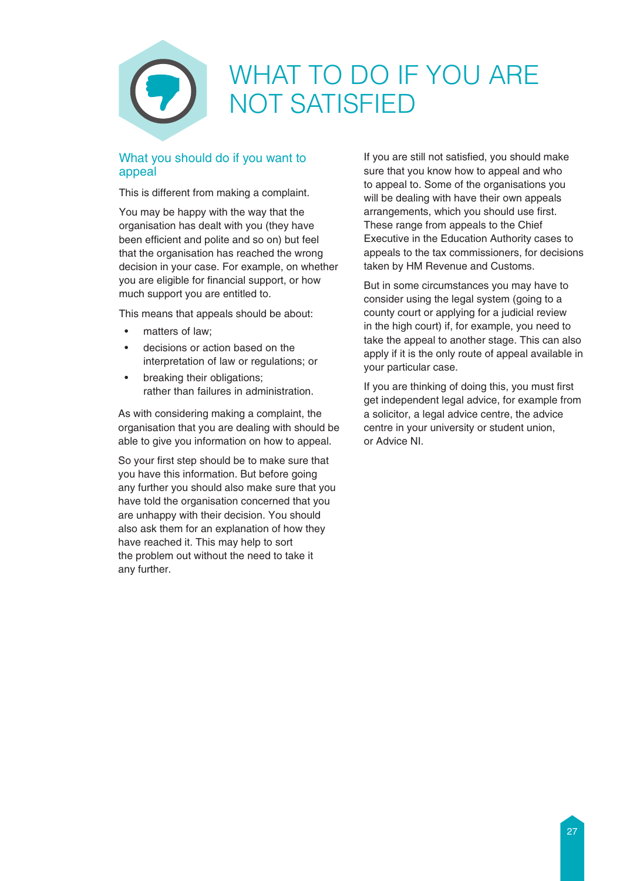# WHAT TO DO IF YOU ARE NOT SATISFIED

## What you should do if you want to appeal

This is different from making a complaint.

You may be happy with the way that the organisation has dealt with you (they have been efficient and polite and so on) but feel that the organisation has reached the wrong decision in your case. For example, on whether you are eligible for financial support, or how much support you are entitled to.

This means that appeals should be about:

- matters of law;
- decisions or action based on the interpretation of law or regulations; or
- breaking their obligations;
  rather than failures in administration.

As with considering making a complaint, the organisation that you are dealing with should be able to give you information on how to appeal.

So your first step should be to make sure that you have this information. But before going any further you should also make sure that you have told the organisation concerned that you are unhappy with their decision. You should also ask them for an explanation of how they have reached it. This may help to sort the problem out without the need to take it any further.

If you are still not satisfied, you should make sure that you know how to appeal and who to appeal to. Some of the organisations you will be dealing with have their own appeals arrangements, which you should use first. These range from appeals to the Chief Executive in the Education Authority cases to appeals to the tax commissioners, for decisions taken by HM Revenue and Customs.

But in some circumstances you may have to consider using the legal system (going to a county court or applying for a judicial review in the high court) if, for example, you need to take the appeal to another stage. This can also apply if it is the only route of appeal available in your particular case.

If you are thinking of doing this, you must first get independent legal advice, for example from a solicitor, a legal advice centre, the advice centre in your university or student union, or Advice NI.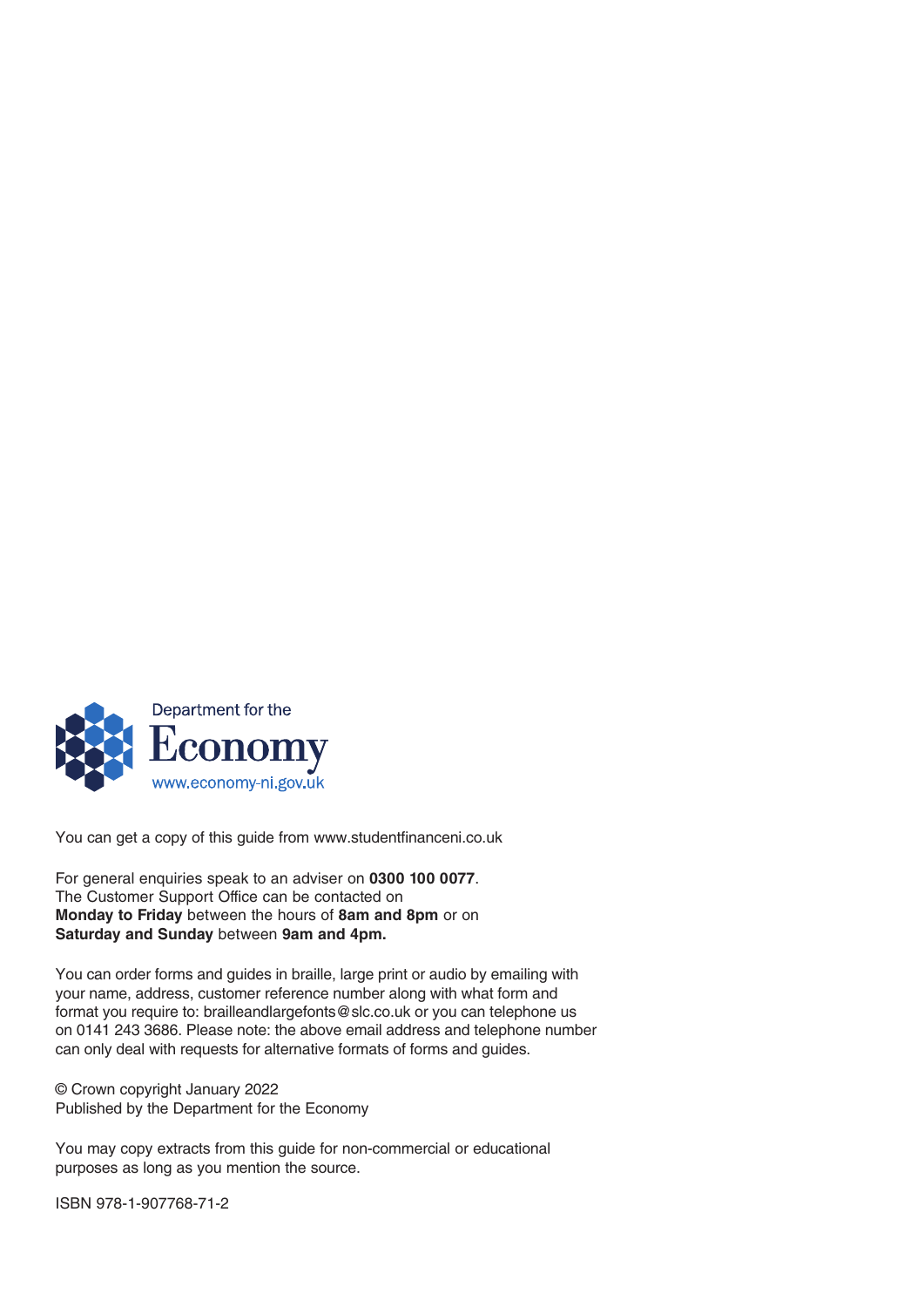Department for the

Economy

www.economy-ni.gov.uk

You can get a copy of this guide from www.studentfinanceni.co.uk

For general enquiries speak to an adviser on **0300 100 0077**.
The Customer Support Office can be contacted on
**Monday to Friday** between the hours of **8am and 8pm** or on
**Saturday and Sunday** between **9am and 4pm.**

You can order forms and guides in braille, large print or audio by emailing with your name, address, customer reference number along with what form and format you require to: brailleandlargefonts@slc.co.uk or you can telephone us on 0141 243 3686. Please note: the above email address and telephone number can only deal with requests for alternative formats of forms and guides.

© Crown copyright January 2022
Published by the Department for the Economy

You may copy extracts from this guide for non-commercial or educational purposes as long as you mention the source.

ISBN 978-1-907768-71-2